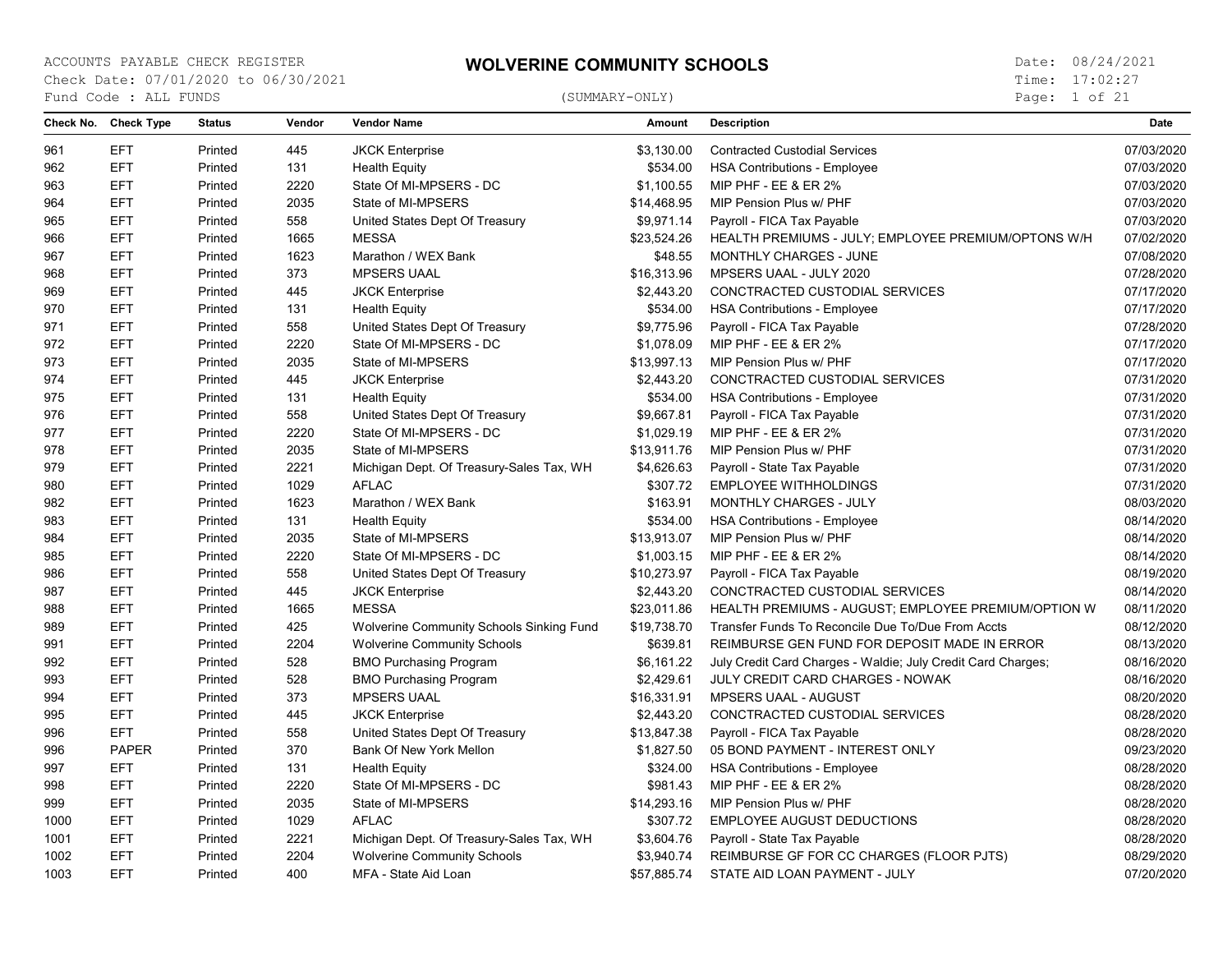ACCOUNTS PAYABLE CHECK REGISTER
Check Date: 07/01/2020 to 06/30/2021
Fund Code : ALL FUNDS

# WOLVERINE COMMUNITY SCHOOLS

(SUMMARY-ONLY)

Date: 08/24/2021
Time: 17:02:27

| Check No. | Check Type | Status | Vendor | Vendor Name | Amount | Description | Date |
|---|---|---|---|---|---|---|---|
| 961 | EFT | Printed | 445 | JKCK Enterprise | $3,130.00 | Contracted Custodial Services | 07/03/2020 |
| 962 | EFT | Printed | 131 | Health Equity | $534.00 | HSA Contributions - Employee | 07/03/2020 |
| 963 | EFT | Printed | 2220 | State Of MI-MPSERS - DC | $1,100.55 | MIP PHF - EE & ER 2% | 07/03/2020 |
| 964 | EFT | Printed | 2035 | State of MI-MPSERS | $14,468.95 | MIP Pension Plus w/ PHF | 07/03/2020 |
| 965 | EFT | Printed | 558 | United States Dept Of Treasury | $9,971.14 | Payroll - FICA Tax Payable | 07/03/2020 |
| 966 | EFT | Printed | 1665 | MESSA | $23,524.26 | HEALTH PREMIUMS - JULY; EMPLOYEE PREMIUM/OPTONS W/H | 07/02/2020 |
| 967 | EFT | Printed | 1623 | Marathon / WEX Bank | $48.55 | MONTHLY CHARGES - JUNE | 07/08/2020 |
| 968 | EFT | Printed | 373 | MPSERS UAAL | $16,313.96 | MPSERS UAAL - JULY 2020 | 07/28/2020 |
| 969 | EFT | Printed | 445 | JKCK Enterprise | $2,443.20 | CONCTRACTED CUSTODIAL SERVICES | 07/17/2020 |
| 970 | EFT | Printed | 131 | Health Equity | $534.00 | HSA Contributions - Employee | 07/17/2020 |
| 971 | EFT | Printed | 558 | United States Dept Of Treasury | $9,775.96 | Payroll - FICA Tax Payable | 07/28/2020 |
| 972 | EFT | Printed | 2220 | State Of MI-MPSERS - DC | $1,078.09 | MIP PHF - EE & ER 2% | 07/17/2020 |
| 973 | EFT | Printed | 2035 | State of MI-MPSERS | $13,997.13 | MIP Pension Plus w/ PHF | 07/17/2020 |
| 974 | EFT | Printed | 445 | JKCK Enterprise | $2,443.20 | CONCTRACTED CUSTODIAL SERVICES | 07/31/2020 |
| 975 | EFT | Printed | 131 | Health Equity | $534.00 | HSA Contributions - Employee | 07/31/2020 |
| 976 | EFT | Printed | 558 | United States Dept Of Treasury | $9,667.81 | Payroll - FICA Tax Payable | 07/31/2020 |
| 977 | EFT | Printed | 2220 | State Of MI-MPSERS - DC | $1,029.19 | MIP PHF - EE & ER 2% | 07/31/2020 |
| 978 | EFT | Printed | 2035 | State of MI-MPSERS | $13,911.76 | MIP Pension Plus w/ PHF | 07/31/2020 |
| 979 | EFT | Printed | 2221 | Michigan Dept. Of Treasury-Sales Tax, WH | $4,626.63 | Payroll - State Tax Payable | 07/31/2020 |
| 980 | EFT | Printed | 1029 | AFLAC | $307.72 | EMPLOYEE WITHHOLDINGS | 07/31/2020 |
| 982 | EFT | Printed | 1623 | Marathon / WEX Bank | $163.91 | MONTHLY CHARGES - JULY | 08/03/2020 |
| 983 | EFT | Printed | 131 | Health Equity | $534.00 | HSA Contributions - Employee | 08/14/2020 |
| 984 | EFT | Printed | 2035 | State of MI-MPSERS | $13,913.07 | MIP Pension Plus w/ PHF | 08/14/2020 |
| 985 | EFT | Printed | 2220 | State Of MI-MPSERS - DC | $1,003.15 | MIP PHF - EE & ER 2% | 08/14/2020 |
| 986 | EFT | Printed | 558 | United States Dept Of Treasury | $10,273.97 | Payroll - FICA Tax Payable | 08/19/2020 |
| 987 | EFT | Printed | 445 | JKCK Enterprise | $2,443.20 | CONCTRACTED CUSTODIAL SERVICES | 08/14/2020 |
| 988 | EFT | Printed | 1665 | MESSA | $23,011.86 | HEALTH PREMIUMS - AUGUST; EMPLOYEE PREMIUM/OPTION W | 08/11/2020 |
| 989 | EFT | Printed | 425 | Wolverine Community Schools Sinking Fund | $19,738.70 | Transfer Funds To Reconcile Due To/Due From Accts | 08/12/2020 |
| 991 | EFT | Printed | 2204 | Wolverine Community Schools | $639.81 | REIMBURSE GEN FUND FOR DEPOSIT MADE IN ERROR | 08/13/2020 |
| 992 | EFT | Printed | 528 | BMO Purchasing Program | $6,161.22 | July Credit Card Charges - Waldie; July Credit Card Charges; | 08/16/2020 |
| 993 | EFT | Printed | 528 | BMO Purchasing Program | $2,429.61 | JULY CREDIT CARD CHARGES - NOWAK | 08/16/2020 |
| 994 | EFT | Printed | 373 | MPSERS UAAL | $16,331.91 | MPSERS UAAL - AUGUST | 08/20/2020 |
| 995 | EFT | Printed | 445 | JKCK Enterprise | $2,443.20 | CONCTRACTED CUSTODIAL SERVICES | 08/28/2020 |
| 996 | EFT | Printed | 558 | United States Dept Of Treasury | $13,847.38 | Payroll - FICA Tax Payable | 08/28/2020 |
| 996 | PAPER | Printed | 370 | Bank Of New York Mellon | $1,827.50 | 05 BOND PAYMENT - INTEREST ONLY | 09/23/2020 |
| 997 | EFT | Printed | 131 | Health Equity | $324.00 | HSA Contributions - Employee | 08/28/2020 |
| 998 | EFT | Printed | 2220 | State Of MI-MPSERS - DC | $981.43 | MIP PHF - EE & ER 2% | 08/28/2020 |
| 999 | EFT | Printed | 2035 | State of MI-MPSERS | $14,293.16 | MIP Pension Plus w/ PHF | 08/28/2020 |
| 1000 | EFT | Printed | 1029 | AFLAC | $307.72 | EMPLOYEE AUGUST DEDUCTIONS | 08/28/2020 |
| 1001 | EFT | Printed | 2221 | Michigan Dept. Of Treasury-Sales Tax, WH | $3,604.76 | Payroll - State Tax Payable | 08/28/2020 |
| 1002 | EFT | Printed | 2204 | Wolverine Community Schools | $3,940.74 | REIMBURSE GF FOR CC CHARGES (FLOOR PJTS) | 08/29/2020 |
| 1003 | EFT | Printed | 400 | MFA - State Aid Loan | $57,885.74 | STATE AID LOAN PAYMENT - JULY | 07/20/2020 |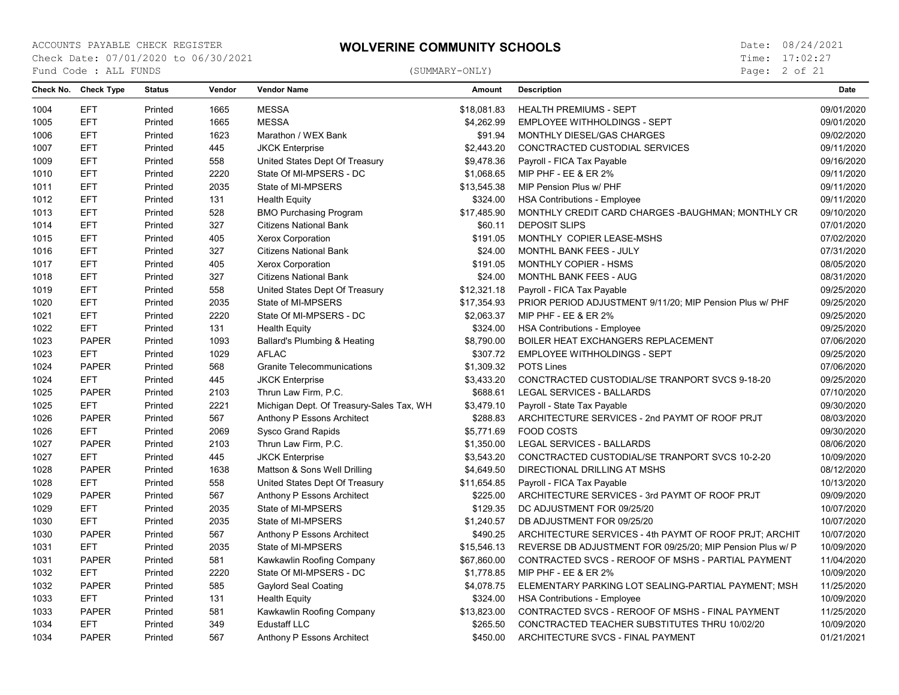ACCOUNTS PAYABLE CHECK REGISTER

# WOLVERINE COMMUNITY SCHOOLS

Check Date: 07/01/2020 to 06/30/2021
Fund Code : ALL FUNDS

(SUMMARY-ONLY)

Date: 08/24/2021
Time: 17:02:27

| Check No. | Check Type | Status | Vendor | Vendor Name | Amount | Description | Date |
|---|---|---|---|---|---|---|---|
| 1004 | EFT | Printed | 1665 | MESSA | $18,081.83 | HEALTH PREMIUMS - SEPT | 09/01/2020 |
| 1005 | EFT | Printed | 1665 | MESSA | $4,262.99 | EMPLOYEE WITHHOLDINGS - SEPT | 09/01/2020 |
| 1006 | EFT | Printed | 1623 | Marathon / WEX Bank | $91.94 | MONTHLY DIESEL/GAS CHARGES | 09/02/2020 |
| 1007 | EFT | Printed | 445 | JKCK Enterprise | $2,443.20 | CONCTRACTED CUSTODIAL SERVICES | 09/11/2020 |
| 1009 | EFT | Printed | 558 | United States Dept Of Treasury | $9,478.36 | Payroll - FICA Tax Payable | 09/16/2020 |
| 1010 | EFT | Printed | 2220 | State Of MI-MPSERS - DC | $1,068.65 | MIP PHF - EE & ER 2% | 09/11/2020 |
| 1011 | EFT | Printed | 2035 | State of MI-MPSERS | $13,545.38 | MIP Pension Plus w/ PHF | 09/11/2020 |
| 1012 | EFT | Printed | 131 | Health Equity | $324.00 | HSA Contributions - Employee | 09/11/2020 |
| 1013 | EFT | Printed | 528 | BMO Purchasing Program | $17,485.90 | MONTHLY CREDIT CARD CHARGES -BAUGHMAN; MONTHLY CR | 09/10/2020 |
| 1014 | EFT | Printed | 327 | Citizens National Bank | $60.11 | DEPOSIT SLIPS | 07/01/2020 |
| 1015 | EFT | Printed | 405 | Xerox Corporation | $191.05 | MONTHLY COPIER LEASE-MSHS | 07/02/2020 |
| 1016 | EFT | Printed | 327 | Citizens National Bank | $24.00 | MONTHL BANK FEES - JULY | 07/31/2020 |
| 1017 | EFT | Printed | 405 | Xerox Corporation | $191.05 | MONTHLY COPIER - HSMS | 08/05/2020 |
| 1018 | EFT | Printed | 327 | Citizens National Bank | $24.00 | MONTHL BANK FEES - AUG | 08/31/2020 |
| 1019 | EFT | Printed | 558 | United States Dept Of Treasury | $12,321.18 | Payroll - FICA Tax Payable | 09/25/2020 |
| 1020 | EFT | Printed | 2035 | State of MI-MPSERS | $17,354.93 | PRIOR PERIOD ADJUSTMENT 9/11/20; MIP Pension Plus w/ PHF | 09/25/2020 |
| 1021 | EFT | Printed | 2220 | State Of MI-MPSERS - DC | $2,063.37 | MIP PHF - EE & ER 2% | 09/25/2020 |
| 1022 | EFT | Printed | 131 | Health Equity | $324.00 | HSA Contributions - Employee | 09/25/2020 |
| 1023 | PAPER | Printed | 1093 | Ballard's Plumbing & Heating | $8,790.00 | BOILER HEAT EXCHANGERS REPLACEMENT | 07/06/2020 |
| 1023 | EFT | Printed | 1029 | AFLAC | $307.72 | EMPLOYEE WITHHOLDINGS - SEPT | 09/25/2020 |
| 1024 | PAPER | Printed | 568 | Granite Telecommunications | $1,309.32 | POTS Lines | 07/06/2020 |
| 1024 | EFT | Printed | 445 | JKCK Enterprise | $3,433.20 | CONCTRACTED CUSTODIAL/SE TRANPORT SVCS 9-18-20 | 09/25/2020 |
| 1025 | PAPER | Printed | 2103 | Thrun Law Firm, P.C. | $688.61 | LEGAL SERVICES - BALLARDS | 07/10/2020 |
| 1025 | EFT | Printed | 2221 | Michigan Dept. Of Treasury-Sales Tax, WH | $3,479.10 | Payroll - State Tax Payable | 09/30/2020 |
| 1026 | PAPER | Printed | 567 | Anthony P Essons Architect | $288.83 | ARCHITECTURE SERVICES - 2nd PAYMT OF ROOF PRJT | 08/03/2020 |
| 1026 | EFT | Printed | 2069 | Sysco Grand Rapids | $5,771.69 | FOOD COSTS | 09/30/2020 |
| 1027 | PAPER | Printed | 2103 | Thrun Law Firm, P.C. | $1,350.00 | LEGAL SERVICES - BALLARDS | 08/06/2020 |
| 1027 | EFT | Printed | 445 | JKCK Enterprise | $3,543.20 | CONCTRACTED CUSTODIAL/SE TRANPORT SVCS 10-2-20 | 10/09/2020 |
| 1028 | PAPER | Printed | 1638 | Mattson & Sons Well Drilling | $4,649.50 | DIRECTIONAL DRILLING AT MSHS | 08/12/2020 |
| 1028 | EFT | Printed | 558 | United States Dept Of Treasury | $11,654.85 | Payroll - FICA Tax Payable | 10/13/2020 |
| 1029 | PAPER | Printed | 567 | Anthony P Essons Architect | $225.00 | ARCHITECTURE SERVICES - 3rd PAYMT OF ROOF PRJT | 09/09/2020 |
| 1029 | EFT | Printed | 2035 | State of MI-MPSERS | $129.35 | DC ADJUSTMENT FOR 09/25/20 | 10/07/2020 |
| 1030 | EFT | Printed | 2035 | State of MI-MPSERS | $1,240.57 | DB ADJUSTMENT FOR 09/25/20 | 10/07/2020 |
| 1030 | PAPER | Printed | 567 | Anthony P Essons Architect | $490.25 | ARCHITECTURE SERVICES - 4th PAYMT OF ROOF PRJT; ARCHIT | 10/07/2020 |
| 1031 | EFT | Printed | 2035 | State of MI-MPSERS | $15,546.13 | REVERSE DB ADJUSTMENT FOR 09/25/20; MIP Pension Plus w/ P | 10/09/2020 |
| 1031 | PAPER | Printed | 581 | Kawkawlin Roofing Company | $67,860.00 | CONTRACTED SVCS - REROOF OF MSHS - PARTIAL PAYMENT | 11/04/2020 |
| 1032 | EFT | Printed | 2220 | State Of MI-MPSERS - DC | $1,778.85 | MIP PHF - EE & ER 2% | 10/09/2020 |
| 1032 | PAPER | Printed | 585 | Gaylord Seal Coating | $4,078.75 | ELEMENTARY PARKING LOT SEALING-PARTIAL PAYMENT; MSH | 11/25/2020 |
| 1033 | EFT | Printed | 131 | Health Equity | $324.00 | HSA Contributions - Employee | 10/09/2020 |
| 1033 | PAPER | Printed | 581 | Kawkawlin Roofing Company | $13,823.00 | CONTRACTED SVCS - REROOF OF MSHS - FINAL PAYMENT | 11/25/2020 |
| 1034 | EFT | Printed | 349 | Edustaff LLC | $265.50 | CONCTRACTED TEACHER SUBSTITUTES THRU 10/02/20 | 10/09/2020 |
| 1034 | PAPER | Printed | 567 | Anthony P Essons Architect | $450.00 | ARCHITECTURE SVCS - FINAL PAYMENT | 01/21/2021 |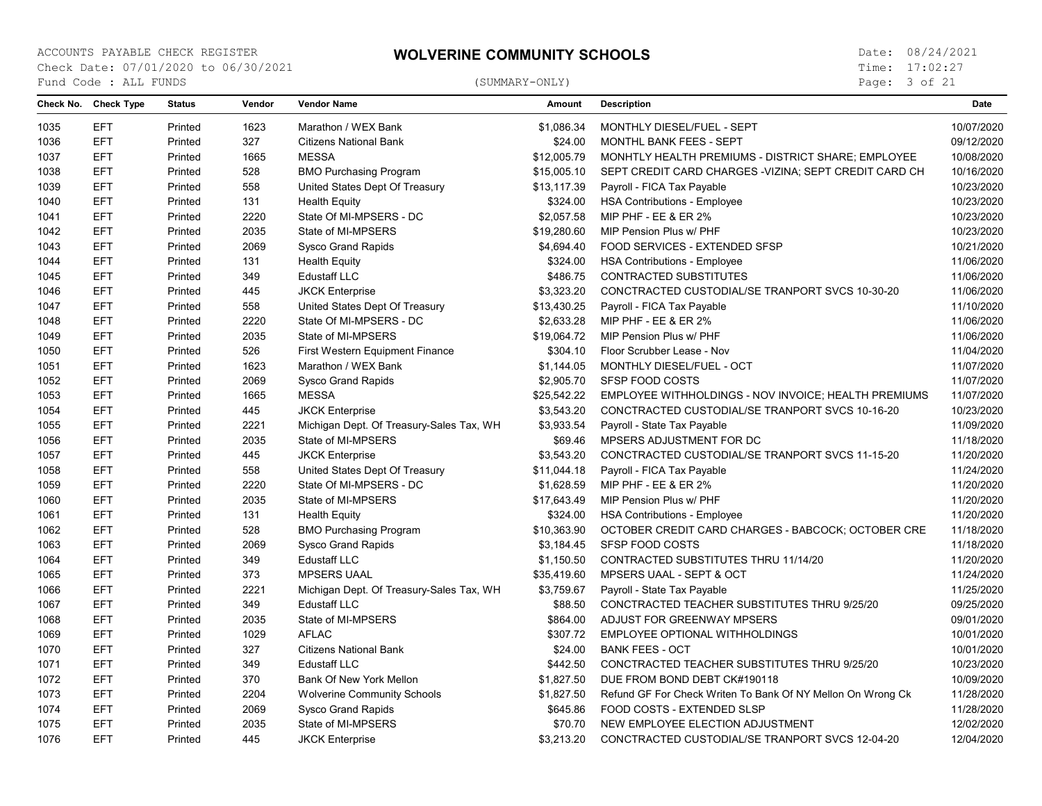ACCOUNTS PAYABLE CHECK REGISTER

# WOLVERINE COMMUNITY SCHOOLS

Check Date: 07/01/2020 to 06/30/2021

Fund Code : ALL FUNDS

(SUMMARY-ONLY)

Date: 08/24/2021

Time: 17:02:27

| Check No. | Check Type | Status | Vendor | Vendor Name | Amount | Description | Date |
|---|---|---|---|---|---|---|---|
| 1035 | EFT | Printed | 1623 | Marathon / WEX Bank | $1,086.34 | MONTHLY DIESEL/FUEL - SEPT | 10/07/2020 |
| 1036 | EFT | Printed | 327 | Citizens National Bank | $24.00 | MONTHL BANK FEES - SEPT | 09/12/2020 |
| 1037 | EFT | Printed | 1665 | MESSA | $12,005.79 | MONHTLY HEALTH PREMIUMS - DISTRICT SHARE; EMPLOYEE | 10/08/2020 |
| 1038 | EFT | Printed | 528 | BMO Purchasing Program | $15,005.10 | SEPT CREDIT CARD CHARGES -VIZINA; SEPT CREDIT CARD CH | 10/16/2020 |
| 1039 | EFT | Printed | 558 | United States Dept Of Treasury | $13,117.39 | Payroll - FICA Tax Payable | 10/23/2020 |
| 1040 | EFT | Printed | 131 | Health Equity | $324.00 | HSA Contributions - Employee | 10/23/2020 |
| 1041 | EFT | Printed | 2220 | State Of MI-MPSERS - DC | $2,057.58 | MIP PHF - EE & ER 2% | 10/23/2020 |
| 1042 | EFT | Printed | 2035 | State of MI-MPSERS | $19,280.60 | MIP Pension Plus w/ PHF | 10/23/2020 |
| 1043 | EFT | Printed | 2069 | Sysco Grand Rapids | $4,694.40 | FOOD SERVICES - EXTENDED SFSP | 10/21/2020 |
| 1044 | EFT | Printed | 131 | Health Equity | $324.00 | HSA Contributions - Employee | 11/06/2020 |
| 1045 | EFT | Printed | 349 | Edustaff LLC | $486.75 | CONTRACTED SUBSTITUTES | 11/06/2020 |
| 1046 | EFT | Printed | 445 | JKCK Enterprise | $3,323.20 | CONCTRACTED CUSTODIAL/SE TRANPORT SVCS 10-30-20 | 11/06/2020 |
| 1047 | EFT | Printed | 558 | United States Dept Of Treasury | $13,430.25 | Payroll - FICA Tax Payable | 11/10/2020 |
| 1048 | EFT | Printed | 2220 | State Of MI-MPSERS - DC | $2,633.28 | MIP PHF - EE & ER 2% | 11/06/2020 |
| 1049 | EFT | Printed | 2035 | State of MI-MPSERS | $19,064.72 | MIP Pension Plus w/ PHF | 11/06/2020 |
| 1050 | EFT | Printed | 526 | First Western Equipment Finance | $304.10 | Floor Scrubber Lease - Nov | 11/04/2020 |
| 1051 | EFT | Printed | 1623 | Marathon / WEX Bank | $1,144.05 | MONTHLY DIESEL/FUEL - OCT | 11/07/2020 |
| 1052 | EFT | Printed | 2069 | Sysco Grand Rapids | $2,905.70 | SFSP FOOD COSTS | 11/07/2020 |
| 1053 | EFT | Printed | 1665 | MESSA | $25,542.22 | EMPLOYEE WITHHOLDINGS - NOV INVOICE; HEALTH PREMIUMS | 11/07/2020 |
| 1054 | EFT | Printed | 445 | JKCK Enterprise | $3,543.20 | CONCTRACTED CUSTODIAL/SE TRANPORT SVCS 10-16-20 | 10/23/2020 |
| 1055 | EFT | Printed | 2221 | Michigan Dept. Of Treasury-Sales Tax, WH | $3,933.54 | Payroll - State Tax Payable | 11/09/2020 |
| 1056 | EFT | Printed | 2035 | State of MI-MPSERS | $69.46 | MPSERS ADJUSTMENT FOR DC | 11/18/2020 |
| 1057 | EFT | Printed | 445 | JKCK Enterprise | $3,543.20 | CONCTRACTED CUSTODIAL/SE TRANPORT SVCS 11-15-20 | 11/20/2020 |
| 1058 | EFT | Printed | 558 | United States Dept Of Treasury | $11,044.18 | Payroll - FICA Tax Payable | 11/24/2020 |
| 1059 | EFT | Printed | 2220 | State Of MI-MPSERS - DC | $1,628.59 | MIP PHF - EE & ER 2% | 11/20/2020 |
| 1060 | EFT | Printed | 2035 | State of MI-MPSERS | $17,643.49 | MIP Pension Plus w/ PHF | 11/20/2020 |
| 1061 | EFT | Printed | 131 | Health Equity | $324.00 | HSA Contributions - Employee | 11/20/2020 |
| 1062 | EFT | Printed | 528 | BMO Purchasing Program | $10,363.90 | OCTOBER CREDIT CARD CHARGES - BABCOCK; OCTOBER CRE | 11/18/2020 |
| 1063 | EFT | Printed | 2069 | Sysco Grand Rapids | $3,184.45 | SFSP FOOD COSTS | 11/18/2020 |
| 1064 | EFT | Printed | 349 | Edustaff LLC | $1,150.50 | CONTRACTED SUBSTITUTES THRU 11/14/20 | 11/20/2020 |
| 1065 | EFT | Printed | 373 | MPSERS UAAL | $35,419.60 | MPSERS UAAL - SEPT & OCT | 11/24/2020 |
| 1066 | EFT | Printed | 2221 | Michigan Dept. Of Treasury-Sales Tax, WH | $3,759.67 | Payroll - State Tax Payable | 11/25/2020 |
| 1067 | EFT | Printed | 349 | Edustaff LLC | $88.50 | CONCTRACTED TEACHER SUBSTITUTES THRU 9/25/20 | 09/25/2020 |
| 1068 | EFT | Printed | 2035 | State of MI-MPSERS | $864.00 | ADJUST FOR GREENWAY MPSERS | 09/01/2020 |
| 1069 | EFT | Printed | 1029 | AFLAC | $307.72 | EMPLOYEE OPTIONAL WITHHOLDINGS | 10/01/2020 |
| 1070 | EFT | Printed | 327 | Citizens National Bank | $24.00 | BANK FEES - OCT | 10/01/2020 |
| 1071 | EFT | Printed | 349 | Edustaff LLC | $442.50 | CONCTRACTED TEACHER SUBSTITUTES THRU 9/25/20 | 10/23/2020 |
| 1072 | EFT | Printed | 370 | Bank Of New York Mellon | $1,827.50 | DUE FROM BOND DEBT CK#190118 | 10/09/2020 |
| 1073 | EFT | Printed | 2204 | Wolverine Community Schools | $1,827.50 | Refund GF For Check Writen To Bank Of NY Mellon On Wrong Ck | 11/28/2020 |
| 1074 | EFT | Printed | 2069 | Sysco Grand Rapids | $645.86 | FOOD COSTS - EXTENDED SLSP | 11/28/2020 |
| 1075 | EFT | Printed | 2035 | State of MI-MPSERS | $70.70 | NEW EMPLOYEE ELECTION ADJUSTMENT | 12/02/2020 |
| 1076 | EFT | Printed | 445 | JKCK Enterprise | $3,213.20 | CONCTRACTED CUSTODIAL/SE TRANPORT SVCS 12-04-20 | 12/04/2020 |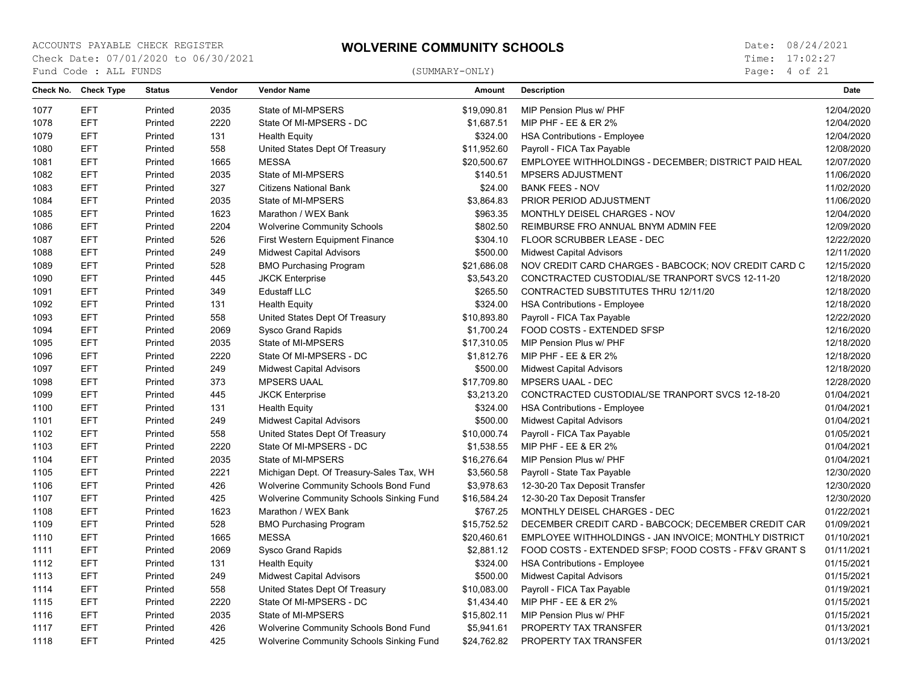ACCOUNTS PAYABLE CHECK REGISTER

# WOLVERINE COMMUNITY SCHOOLS

Check Date: 07/01/2020 to 06/30/2021

Fund Code : ALL FUNDS

(SUMMARY-ONLY)

Date: 08/24/2021

Time: 17:02:27

| Check No. | Check Type | Status | Vendor | Vendor Name | Amount | Description | Date |
|---|---|---|---|---|---|---|---|
| 1077 | EFT | Printed | 2035 | State of MI-MPSERS | $19,090.81 | MIP Pension Plus w/ PHF | 12/04/2020 |
| 1078 | EFT | Printed | 2220 | State Of MI-MPSERS - DC | $1,687.51 | MIP PHF - EE & ER 2% | 12/04/2020 |
| 1079 | EFT | Printed | 131 | Health Equity | $324.00 | HSA Contributions - Employee | 12/04/2020 |
| 1080 | EFT | Printed | 558 | United States Dept Of Treasury | $11,952.60 | Payroll - FICA Tax Payable | 12/08/2020 |
| 1081 | EFT | Printed | 1665 | MESSA | $20,500.67 | EMPLOYEE WITHHOLDINGS - DECEMBER; DISTRICT PAID HEAL | 12/07/2020 |
| 1082 | EFT | Printed | 2035 | State of MI-MPSERS | $140.51 | MPSERS ADJUSTMENT | 11/06/2020 |
| 1083 | EFT | Printed | 327 | Citizens National Bank | $24.00 | BANK FEES - NOV | 11/02/2020 |
| 1084 | EFT | Printed | 2035 | State of MI-MPSERS | $3,864.83 | PRIOR PERIOD ADJUSTMENT | 11/06/2020 |
| 1085 | EFT | Printed | 1623 | Marathon / WEX Bank | $963.35 | MONTHLY DEISEL CHARGES - NOV | 12/04/2020 |
| 1086 | EFT | Printed | 2204 | Wolverine Community Schools | $802.50 | REIMBURSE FRO ANNUAL BNYM ADMIN FEE | 12/09/2020 |
| 1087 | EFT | Printed | 526 | First Western Equipment Finance | $304.10 | FLOOR SCRUBBER LEASE - DEC | 12/22/2020 |
| 1088 | EFT | Printed | 249 | Midwest Capital Advisors | $500.00 | Midwest Capital Advisors | 12/11/2020 |
| 1089 | EFT | Printed | 528 | BMO Purchasing Program | $21,686.08 | NOV CREDIT CARD CHARGES - BABCOCK; NOV CREDIT CARD C | 12/15/2020 |
| 1090 | EFT | Printed | 445 | JKCK Enterprise | $3,543.20 | CONCTRACTED CUSTODIAL/SE TRANPORT SVCS 12-11-20 | 12/18/2020 |
| 1091 | EFT | Printed | 349 | Edustaff LLC | $265.50 | CONTRACTED SUBSTITUTES THRU 12/11/20 | 12/18/2020 |
| 1092 | EFT | Printed | 131 | Health Equity | $324.00 | HSA Contributions - Employee | 12/18/2020 |
| 1093 | EFT | Printed | 558 | United States Dept Of Treasury | $10,893.80 | Payroll - FICA Tax Payable | 12/22/2020 |
| 1094 | EFT | Printed | 2069 | Sysco Grand Rapids | $1,700.24 | FOOD COSTS - EXTENDED SFSP | 12/16/2020 |
| 1095 | EFT | Printed | 2035 | State of MI-MPSERS | $17,310.05 | MIP Pension Plus w/ PHF | 12/18/2020 |
| 1096 | EFT | Printed | 2220 | State Of MI-MPSERS - DC | $1,812.76 | MIP PHF - EE & ER 2% | 12/18/2020 |
| 1097 | EFT | Printed | 249 | Midwest Capital Advisors | $500.00 | Midwest Capital Advisors | 12/18/2020 |
| 1098 | EFT | Printed | 373 | MPSERS UAAL | $17,709.80 | MPSERS UAAL - DEC | 12/28/2020 |
| 1099 | EFT | Printed | 445 | JKCK Enterprise | $3,213.20 | CONCTRACTED CUSTODIAL/SE TRANPORT SVCS 12-18-20 | 01/04/2021 |
| 1100 | EFT | Printed | 131 | Health Equity | $324.00 | HSA Contributions - Employee | 01/04/2021 |
| 1101 | EFT | Printed | 249 | Midwest Capital Advisors | $500.00 | Midwest Capital Advisors | 01/04/2021 |
| 1102 | EFT | Printed | 558 | United States Dept Of Treasury | $10,000.74 | Payroll - FICA Tax Payable | 01/05/2021 |
| 1103 | EFT | Printed | 2220 | State Of MI-MPSERS - DC | $1,538.55 | MIP PHF - EE & ER 2% | 01/04/2021 |
| 1104 | EFT | Printed | 2035 | State of MI-MPSERS | $16,276.64 | MIP Pension Plus w/ PHF | 01/04/2021 |
| 1105 | EFT | Printed | 2221 | Michigan Dept. Of Treasury-Sales Tax, WH | $3,560.58 | Payroll - State Tax Payable | 12/30/2020 |
| 1106 | EFT | Printed | 426 | Wolverine Community Schools Bond Fund | $3,978.63 | 12-30-20 Tax Deposit Transfer | 12/30/2020 |
| 1107 | EFT | Printed | 425 | Wolverine Community Schools Sinking Fund | $16,584.24 | 12-30-20 Tax Deposit Transfer | 12/30/2020 |
| 1108 | EFT | Printed | 1623 | Marathon / WEX Bank | $767.25 | MONTHLY DEISEL CHARGES - DEC | 01/22/2021 |
| 1109 | EFT | Printed | 528 | BMO Purchasing Program | $15,752.52 | DECEMBER CREDIT CARD - BABCOCK; DECEMBER CREDIT CAR | 01/09/2021 |
| 1110 | EFT | Printed | 1665 | MESSA | $20,460.61 | EMPLOYEE WITHHOLDINGS - JAN INVOICE; MONTHLY DISTRICT | 01/10/2021 |
| 1111 | EFT | Printed | 2069 | Sysco Grand Rapids | $2,881.12 | FOOD COSTS - EXTENDED SFSP; FOOD COSTS - FF&V GRANT S | 01/11/2021 |
| 1112 | EFT | Printed | 131 | Health Equity | $324.00 | HSA Contributions - Employee | 01/15/2021 |
| 1113 | EFT | Printed | 249 | Midwest Capital Advisors | $500.00 | Midwest Capital Advisors | 01/15/2021 |
| 1114 | EFT | Printed | 558 | United States Dept Of Treasury | $10,083.00 | Payroll - FICA Tax Payable | 01/19/2021 |
| 1115 | EFT | Printed | 2220 | State Of MI-MPSERS - DC | $1,434.40 | MIP PHF - EE & ER 2% | 01/15/2021 |
| 1116 | EFT | Printed | 2035 | State of MI-MPSERS | $15,802.11 | MIP Pension Plus w/ PHF | 01/15/2021 |
| 1117 | EFT | Printed | 426 | Wolverine Community Schools Bond Fund | $5,941.61 | PROPERTY TAX TRANSFER | 01/13/2021 |
| 1118 | EFT | Printed | 425 | Wolverine Community Schools Sinking Fund | $24,762.82 | PROPERTY TAX TRANSFER | 01/13/2021 |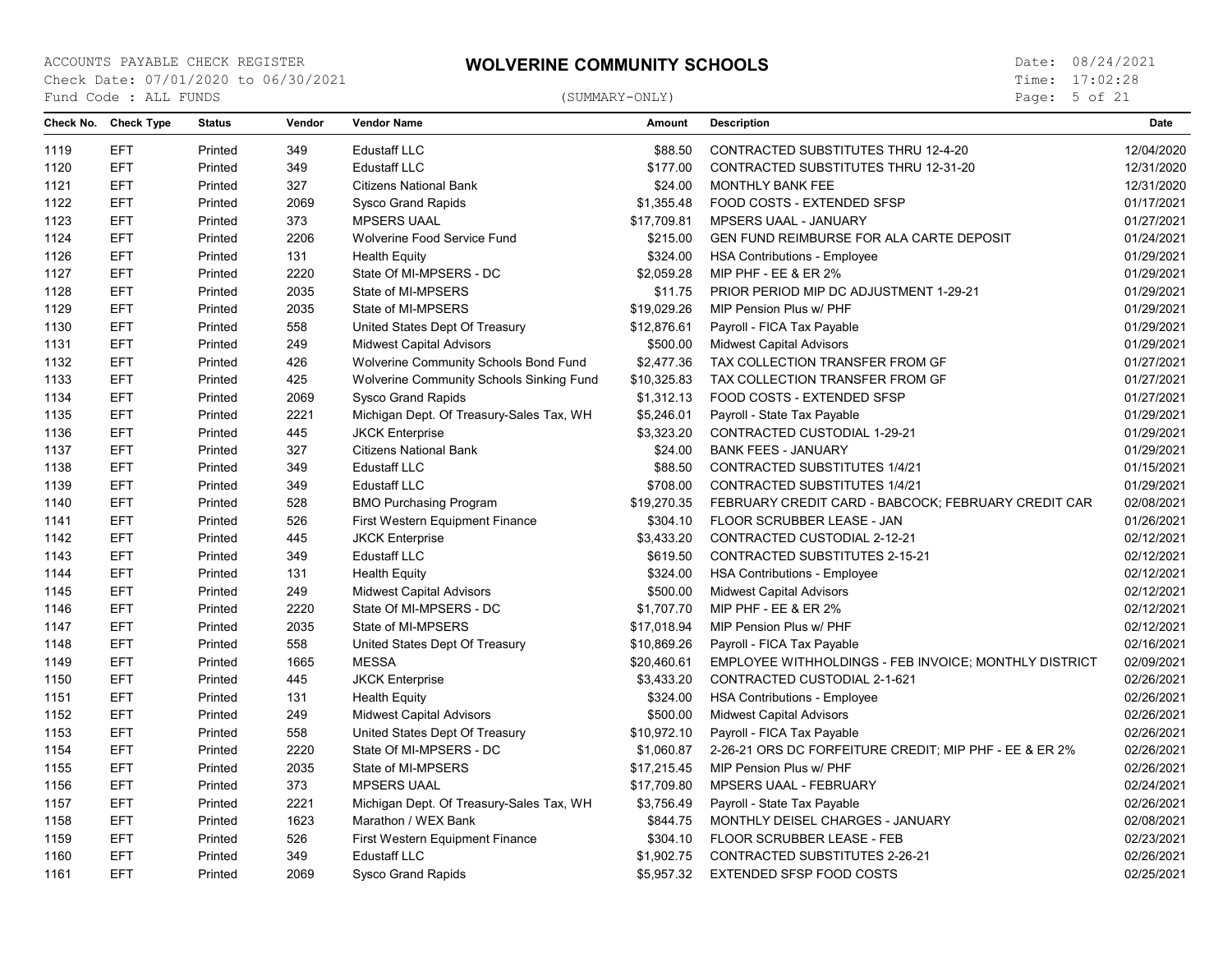ACCOUNTS PAYABLE CHECK REGISTER

# WOLVERINE COMMUNITY SCHOOLS

Check Date: 07/01/2020 to 06/30/2021
Fund Code : ALL FUNDS

(SUMMARY-ONLY)

Date: 08/24/2021
Time: 17:02:28

| Check No. | Check Type | Status | Vendor | Vendor Name | Amount | Description | Date |
|---|---|---|---|---|---|---|---|
| 1119 | EFT | Printed | 349 | Edustaff LLC | $88.50 | CONTRACTED SUBSTITUTES THRU 12-4-20 | 12/04/2020 |
| 1120 | EFT | Printed | 349 | Edustaff LLC | $177.00 | CONTRACTED SUBSTITUTES THRU 12-31-20 | 12/31/2020 |
| 1121 | EFT | Printed | 327 | Citizens National Bank | $24.00 | MONTHLY BANK FEE | 12/31/2020 |
| 1122 | EFT | Printed | 2069 | Sysco Grand Rapids | $1,355.48 | FOOD COSTS - EXTENDED SFSP | 01/17/2021 |
| 1123 | EFT | Printed | 373 | MPSERS UAAL | $17,709.81 | MPSERS UAAL - JANUARY | 01/27/2021 |
| 1124 | EFT | Printed | 2206 | Wolverine Food Service Fund | $215.00 | GEN FUND REIMBURSE FOR ALA CARTE DEPOSIT | 01/24/2021 |
| 1126 | EFT | Printed | 131 | Health Equity | $324.00 | HSA Contributions - Employee | 01/29/2021 |
| 1127 | EFT | Printed | 2220 | State Of MI-MPSERS - DC | $2,059.28 | MIP PHF - EE & ER 2% | 01/29/2021 |
| 1128 | EFT | Printed | 2035 | State of MI-MPSERS | $11.75 | PRIOR PERIOD MIP DC ADJUSTMENT 1-29-21 | 01/29/2021 |
| 1129 | EFT | Printed | 2035 | State of MI-MPSERS | $19,029.26 | MIP Pension Plus w/ PHF | 01/29/2021 |
| 1130 | EFT | Printed | 558 | United States Dept Of Treasury | $12,876.61 | Payroll - FICA Tax Payable | 01/29/2021 |
| 1131 | EFT | Printed | 249 | Midwest Capital Advisors | $500.00 | Midwest Capital Advisors | 01/29/2021 |
| 1132 | EFT | Printed | 426 | Wolverine Community Schools Bond Fund | $2,477.36 | TAX COLLECTION TRANSFER FROM GF | 01/27/2021 |
| 1133 | EFT | Printed | 425 | Wolverine Community Schools Sinking Fund | $10,325.83 | TAX COLLECTION TRANSFER FROM GF | 01/27/2021 |
| 1134 | EFT | Printed | 2069 | Sysco Grand Rapids | $1,312.13 | FOOD COSTS - EXTENDED SFSP | 01/27/2021 |
| 1135 | EFT | Printed | 2221 | Michigan Dept. Of Treasury-Sales Tax, WH | $5,246.01 | Payroll - State Tax Payable | 01/29/2021 |
| 1136 | EFT | Printed | 445 | JKCK Enterprise | $3,323.20 | CONTRACTED CUSTODIAL 1-29-21 | 01/29/2021 |
| 1137 | EFT | Printed | 327 | Citizens National Bank | $24.00 | BANK FEES - JANUARY | 01/29/2021 |
| 1138 | EFT | Printed | 349 | Edustaff LLC | $88.50 | CONTRACTED SUBSTITUTES 1/4/21 | 01/15/2021 |
| 1139 | EFT | Printed | 349 | Edustaff LLC | $708.00 | CONTRACTED SUBSTITUTES 1/4/21 | 01/29/2021 |
| 1140 | EFT | Printed | 528 | BMO Purchasing Program | $19,270.35 | FEBRUARY CREDIT CARD - BABCOCK; FEBRUARY CREDIT CAR | 02/08/2021 |
| 1141 | EFT | Printed | 526 | First Western Equipment Finance | $304.10 | FLOOR SCRUBBER LEASE - JAN | 01/26/2021 |
| 1142 | EFT | Printed | 445 | JKCK Enterprise | $3,433.20 | CONTRACTED CUSTODIAL 2-12-21 | 02/12/2021 |
| 1143 | EFT | Printed | 349 | Edustaff LLC | $619.50 | CONTRACTED SUBSTITUTES 2-15-21 | 02/12/2021 |
| 1144 | EFT | Printed | 131 | Health Equity | $324.00 | HSA Contributions - Employee | 02/12/2021 |
| 1145 | EFT | Printed | 249 | Midwest Capital Advisors | $500.00 | Midwest Capital Advisors | 02/12/2021 |
| 1146 | EFT | Printed | 2220 | State Of MI-MPSERS - DC | $1,707.70 | MIP PHF - EE & ER 2% | 02/12/2021 |
| 1147 | EFT | Printed | 2035 | State of MI-MPSERS | $17,018.94 | MIP Pension Plus w/ PHF | 02/12/2021 |
| 1148 | EFT | Printed | 558 | United States Dept Of Treasury | $10,869.26 | Payroll - FICA Tax Payable | 02/16/2021 |
| 1149 | EFT | Printed | 1665 | MESSA | $20,460.61 | EMPLOYEE WITHHOLDINGS - FEB INVOICE; MONTHLY DISTRICT | 02/09/2021 |
| 1150 | EFT | Printed | 445 | JKCK Enterprise | $3,433.20 | CONTRACTED CUSTODIAL 2-1-621 | 02/26/2021 |
| 1151 | EFT | Printed | 131 | Health Equity | $324.00 | HSA Contributions - Employee | 02/26/2021 |
| 1152 | EFT | Printed | 249 | Midwest Capital Advisors | $500.00 | Midwest Capital Advisors | 02/26/2021 |
| 1153 | EFT | Printed | 558 | United States Dept Of Treasury | $10,972.10 | Payroll - FICA Tax Payable | 02/26/2021 |
| 1154 | EFT | Printed | 2220 | State Of MI-MPSERS - DC | $1,060.87 | 2-26-21 ORS DC FORFEITURE CREDIT; MIP PHF - EE & ER 2% | 02/26/2021 |
| 1155 | EFT | Printed | 2035 | State of MI-MPSERS | $17,215.45 | MIP Pension Plus w/ PHF | 02/26/2021 |
| 1156 | EFT | Printed | 373 | MPSERS UAAL | $17,709.80 | MPSERS UAAL - FEBRUARY | 02/24/2021 |
| 1157 | EFT | Printed | 2221 | Michigan Dept. Of Treasury-Sales Tax, WH | $3,756.49 | Payroll - State Tax Payable | 02/26/2021 |
| 1158 | EFT | Printed | 1623 | Marathon / WEX Bank | $844.75 | MONTHLY DEISEL CHARGES - JANUARY | 02/08/2021 |
| 1159 | EFT | Printed | 526 | First Western Equipment Finance | $304.10 | FLOOR SCRUBBER LEASE - FEB | 02/23/2021 |
| 1160 | EFT | Printed | 349 | Edustaff LLC | $1,902.75 | CONTRACTED SUBSTITUTES 2-26-21 | 02/26/2021 |
| 1161 | EFT | Printed | 2069 | Sysco Grand Rapids | $5,957.32 | EXTENDED SFSP FOOD COSTS | 02/25/2021 |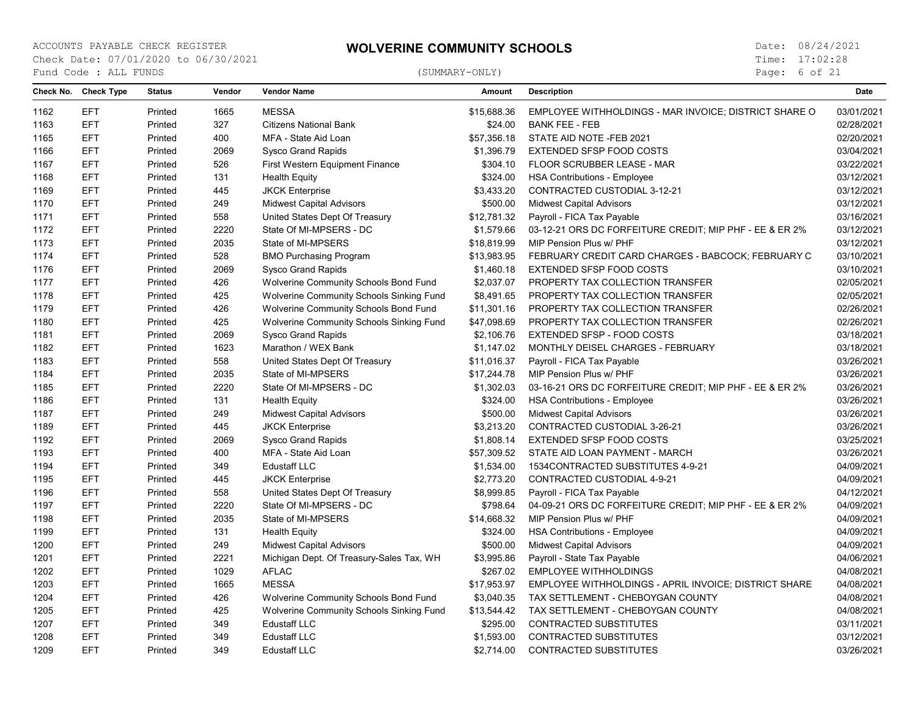ACCOUNTS PAYABLE CHECK REGISTER

# WOLVERINE COMMUNITY SCHOOLS

Check Date: 07/01/2020 to 06/30/2021

Fund Code : ALL FUNDS

(SUMMARY-ONLY)

Date: 08/24/2021
Time: 17:02:28

| Check No. | Check Type | Status | Vendor | Vendor Name | Amount | Description | Date |
|---|---|---|---|---|---|---|---|
| 1162 | EFT | Printed | 1665 | MESSA | $15,688.36 | EMPLOYEE WITHHOLDINGS - MAR INVOICE; DISTRICT SHARE O | 03/01/2021 |
| 1163 | EFT | Printed | 327 | Citizens National Bank | $24.00 | BANK FEE - FEB | 02/28/2021 |
| 1165 | EFT | Printed | 400 | MFA - State Aid Loan | $57,356.18 | STATE AID NOTE -FEB 2021 | 02/20/2021 |
| 1166 | EFT | Printed | 2069 | Sysco Grand Rapids | $1,396.79 | EXTENDED SFSP FOOD COSTS | 03/04/2021 |
| 1167 | EFT | Printed | 526 | First Western Equipment Finance | $304.10 | FLOOR SCRUBBER LEASE - MAR | 03/22/2021 |
| 1168 | EFT | Printed | 131 | Health Equity | $324.00 | HSA Contributions - Employee | 03/12/2021 |
| 1169 | EFT | Printed | 445 | JKCK Enterprise | $3,433.20 | CONTRACTED CUSTODIAL 3-12-21 | 03/12/2021 |
| 1170 | EFT | Printed | 249 | Midwest Capital Advisors | $500.00 | Midwest Capital Advisors | 03/12/2021 |
| 1171 | EFT | Printed | 558 | United States Dept Of Treasury | $12,781.32 | Payroll - FICA Tax Payable | 03/16/2021 |
| 1172 | EFT | Printed | 2220 | State Of MI-MPSERS - DC | $1,579.66 | 03-12-21 ORS DC FORFEITURE CREDIT; MIP PHF - EE & ER 2% | 03/12/2021 |
| 1173 | EFT | Printed | 2035 | State of MI-MPSERS | $18,819.99 | MIP Pension Plus w/ PHF | 03/12/2021 |
| 1174 | EFT | Printed | 528 | BMO Purchasing Program | $13,983.95 | FEBRUARY CREDIT CARD CHARGES - BABCOCK; FEBRUARY C | 03/10/2021 |
| 1176 | EFT | Printed | 2069 | Sysco Grand Rapids | $1,460.18 | EXTENDED SFSP FOOD COSTS | 03/10/2021 |
| 1177 | EFT | Printed | 426 | Wolverine Community Schools Bond Fund | $2,037.07 | PROPERTY TAX COLLECTION TRANSFER | 02/05/2021 |
| 1178 | EFT | Printed | 425 | Wolverine Community Schools Sinking Fund | $8,491.65 | PROPERTY TAX COLLECTION TRANSFER | 02/05/2021 |
| 1179 | EFT | Printed | 426 | Wolverine Community Schools Bond Fund | $11,301.16 | PROPERTY TAX COLLECTION TRANSFER | 02/26/2021 |
| 1180 | EFT | Printed | 425 | Wolverine Community Schools Sinking Fund | $47,098.69 | PROPERTY TAX COLLECTION TRANSFER | 02/26/2021 |
| 1181 | EFT | Printed | 2069 | Sysco Grand Rapids | $2,106.76 | EXTENDED SFSP - FOOD COSTS | 03/18/2021 |
| 1182 | EFT | Printed | 1623 | Marathon / WEX Bank | $1,147.02 | MONTHLY DEISEL CHARGES - FEBRUARY | 03/18/2021 |
| 1183 | EFT | Printed | 558 | United States Dept Of Treasury | $11,016.37 | Payroll - FICA Tax Payable | 03/26/2021 |
| 1184 | EFT | Printed | 2035 | State of MI-MPSERS | $17,244.78 | MIP Pension Plus w/ PHF | 03/26/2021 |
| 1185 | EFT | Printed | 2220 | State Of MI-MPSERS - DC | $1,302.03 | 03-16-21 ORS DC FORFEITURE CREDIT; MIP PHF - EE & ER 2% | 03/26/2021 |
| 1186 | EFT | Printed | 131 | Health Equity | $324.00 | HSA Contributions - Employee | 03/26/2021 |
| 1187 | EFT | Printed | 249 | Midwest Capital Advisors | $500.00 | Midwest Capital Advisors | 03/26/2021 |
| 1189 | EFT | Printed | 445 | JKCK Enterprise | $3,213.20 | CONTRACTED CUSTODIAL 3-26-21 | 03/26/2021 |
| 1192 | EFT | Printed | 2069 | Sysco Grand Rapids | $1,808.14 | EXTENDED SFSP FOOD COSTS | 03/25/2021 |
| 1193 | EFT | Printed | 400 | MFA - State Aid Loan | $57,309.52 | STATE AID LOAN PAYMENT - MARCH | 03/26/2021 |
| 1194 | EFT | Printed | 349 | Edustaff LLC | $1,534.00 | 1534CONTRACTED SUBSTITUTES 4-9-21 | 04/09/2021 |
| 1195 | EFT | Printed | 445 | JKCK Enterprise | $2,773.20 | CONTRACTED CUSTODIAL 4-9-21 | 04/09/2021 |
| 1196 | EFT | Printed | 558 | United States Dept Of Treasury | $8,999.85 | Payroll - FICA Tax Payable | 04/12/2021 |
| 1197 | EFT | Printed | 2220 | State Of MI-MPSERS - DC | $798.64 | 04-09-21 ORS DC FORFEITURE CREDIT; MIP PHF - EE & ER 2% | 04/09/2021 |
| 1198 | EFT | Printed | 2035 | State of MI-MPSERS | $14,668.32 | MIP Pension Plus w/ PHF | 04/09/2021 |
| 1199 | EFT | Printed | 131 | Health Equity | $324.00 | HSA Contributions - Employee | 04/09/2021 |
| 1200 | EFT | Printed | 249 | Midwest Capital Advisors | $500.00 | Midwest Capital Advisors | 04/09/2021 |
| 1201 | EFT | Printed | 2221 | Michigan Dept. Of Treasury-Sales Tax, WH | $3,995.86 | Payroll - State Tax Payable | 04/06/2021 |
| 1202 | EFT | Printed | 1029 | AFLAC | $267.02 | EMPLOYEE WITHHOLDINGS | 04/08/2021 |
| 1203 | EFT | Printed | 1665 | MESSA | $17,953.97 | EMPLOYEE WITHHOLDINGS - APRIL INVOICE; DISTRICT SHARE | 04/08/2021 |
| 1204 | EFT | Printed | 426 | Wolverine Community Schools Bond Fund | $3,040.35 | TAX SETTLEMENT - CHEBOYGAN COUNTY | 04/08/2021 |
| 1205 | EFT | Printed | 425 | Wolverine Community Schools Sinking Fund | $13,544.42 | TAX SETTLEMENT - CHEBOYGAN COUNTY | 04/08/2021 |
| 1207 | EFT | Printed | 349 | Edustaff LLC | $295.00 | CONTRACTED SUBSTITUTES | 03/11/2021 |
| 1208 | EFT | Printed | 349 | Edustaff LLC | $1,593.00 | CONTRACTED SUBSTITUTES | 03/12/2021 |
| 1209 | EFT | Printed | 349 | Edustaff LLC | $2,714.00 | CONTRACTED SUBSTITUTES | 03/26/2021 |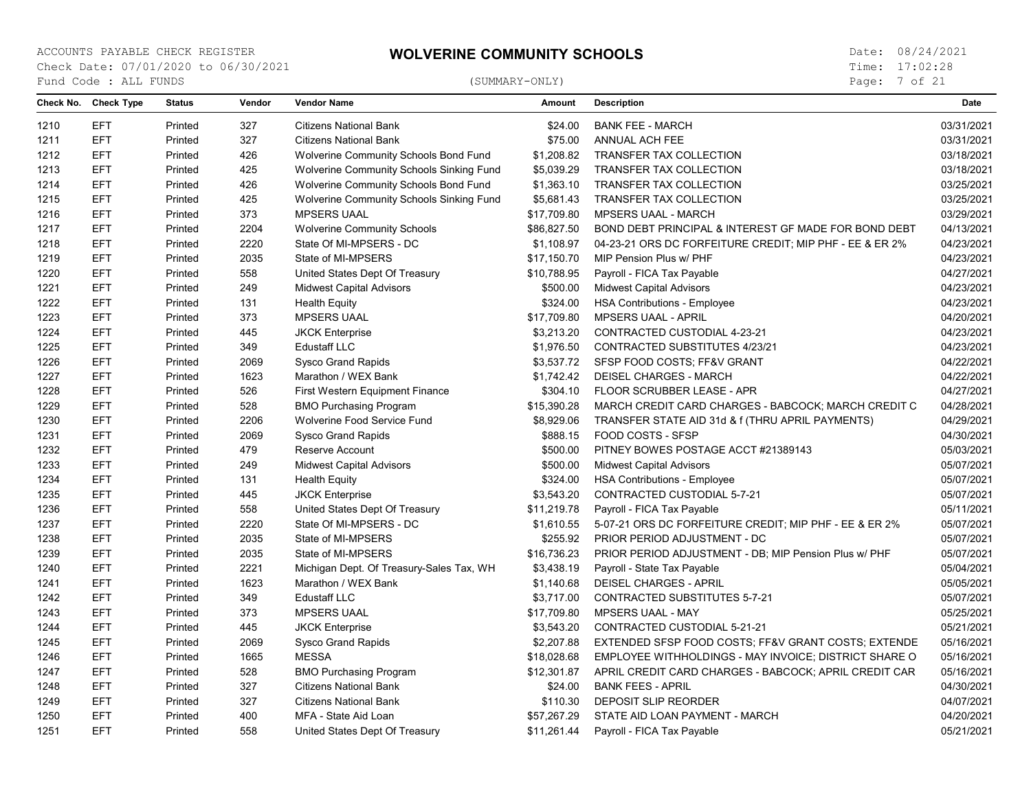ACCOUNTS PAYABLE CHECK REGISTER
Check Date: 07/01/2020 to 06/30/2021
Fund Code : ALL FUNDS

# WOLVERINE COMMUNITY SCHOOLS

(SUMMARY-ONLY)

Date: 08/24/2021
Time: 17:02:28

| Check No. | Check Type | Status | Vendor | Vendor Name | Amount | Description | Date |
|---|---|---|---|---|---|---|---|
| 1210 | EFT | Printed | 327 | Citizens National Bank | $24.00 | BANK FEE - MARCH | 03/31/2021 |
| 1211 | EFT | Printed | 327 | Citizens National Bank | $75.00 | ANNUAL ACH FEE | 03/31/2021 |
| 1212 | EFT | Printed | 426 | Wolverine Community Schools Bond Fund | $1,208.82 | TRANSFER TAX COLLECTION | 03/18/2021 |
| 1213 | EFT | Printed | 425 | Wolverine Community Schools Sinking Fund | $5,039.29 | TRANSFER TAX COLLECTION | 03/18/2021 |
| 1214 | EFT | Printed | 426 | Wolverine Community Schools Bond Fund | $1,363.10 | TRANSFER TAX COLLECTION | 03/25/2021 |
| 1215 | EFT | Printed | 425 | Wolverine Community Schools Sinking Fund | $5,681.43 | TRANSFER TAX COLLECTION | 03/25/2021 |
| 1216 | EFT | Printed | 373 | MPSERS UAAL | $17,709.80 | MPSERS UAAL - MARCH | 03/29/2021 |
| 1217 | EFT | Printed | 2204 | Wolverine Community Schools | $86,827.50 | BOND DEBT PRINCIPAL & INTEREST GF MADE FOR BOND DEBT | 04/13/2021 |
| 1218 | EFT | Printed | 2220 | State Of MI-MPSERS - DC | $1,108.97 | 04-23-21 ORS DC FORFEITURE CREDIT; MIP PHF - EE & ER 2% | 04/23/2021 |
| 1219 | EFT | Printed | 2035 | State of MI-MPSERS | $17,150.70 | MIP Pension Plus w/ PHF | 04/23/2021 |
| 1220 | EFT | Printed | 558 | United States Dept Of Treasury | $10,788.95 | Payroll - FICA Tax Payable | 04/27/2021 |
| 1221 | EFT | Printed | 249 | Midwest Capital Advisors | $500.00 | Midwest Capital Advisors | 04/23/2021 |
| 1222 | EFT | Printed | 131 | Health Equity | $324.00 | HSA Contributions - Employee | 04/23/2021 |
| 1223 | EFT | Printed | 373 | MPSERS UAAL | $17,709.80 | MPSERS UAAL - APRIL | 04/20/2021 |
| 1224 | EFT | Printed | 445 | JKCK Enterprise | $3,213.20 | CONTRACTED CUSTODIAL 4-23-21 | 04/23/2021 |
| 1225 | EFT | Printed | 349 | Edustaff LLC | $1,976.50 | CONTRACTED SUBSTITUTES 4/23/21 | 04/23/2021 |
| 1226 | EFT | Printed | 2069 | Sysco Grand Rapids | $3,537.72 | SFSP FOOD COSTS; FF&V GRANT | 04/22/2021 |
| 1227 | EFT | Printed | 1623 | Marathon / WEX Bank | $1,742.42 | DEISEL CHARGES - MARCH | 04/22/2021 |
| 1228 | EFT | Printed | 526 | First Western Equipment Finance | $304.10 | FLOOR SCRUBBER LEASE - APR | 04/27/2021 |
| 1229 | EFT | Printed | 528 | BMO Purchasing Program | $15,390.28 | MARCH CREDIT CARD CHARGES - BABCOCK; MARCH CREDIT C | 04/28/2021 |
| 1230 | EFT | Printed | 2206 | Wolverine Food Service Fund | $8,929.06 | TRANSFER STATE AID 31d & f (THRU APRIL PAYMENTS) | 04/29/2021 |
| 1231 | EFT | Printed | 2069 | Sysco Grand Rapids | $888.15 | FOOD COSTS - SFSP | 04/30/2021 |
| 1232 | EFT | Printed | 479 | Reserve Account | $500.00 | PITNEY BOWES POSTAGE ACCT #21389143 | 05/03/2021 |
| 1233 | EFT | Printed | 249 | Midwest Capital Advisors | $500.00 | Midwest Capital Advisors | 05/07/2021 |
| 1234 | EFT | Printed | 131 | Health Equity | $324.00 | HSA Contributions - Employee | 05/07/2021 |
| 1235 | EFT | Printed | 445 | JKCK Enterprise | $3,543.20 | CONTRACTED CUSTODIAL 5-7-21 | 05/07/2021 |
| 1236 | EFT | Printed | 558 | United States Dept Of Treasury | $11,219.78 | Payroll - FICA Tax Payable | 05/11/2021 |
| 1237 | EFT | Printed | 2220 | State Of MI-MPSERS - DC | $1,610.55 | 5-07-21 ORS DC FORFEITURE CREDIT; MIP PHF - EE & ER 2% | 05/07/2021 |
| 1238 | EFT | Printed | 2035 | State of MI-MPSERS | $255.92 | PRIOR PERIOD ADJUSTMENT - DC | 05/07/2021 |
| 1239 | EFT | Printed | 2035 | State of MI-MPSERS | $16,736.23 | PRIOR PERIOD ADJUSTMENT - DB; MIP Pension Plus w/ PHF | 05/07/2021 |
| 1240 | EFT | Printed | 2221 | Michigan Dept. Of Treasury-Sales Tax, WH | $3,438.19 | Payroll - State Tax Payable | 05/04/2021 |
| 1241 | EFT | Printed | 1623 | Marathon / WEX Bank | $1,140.68 | DEISEL CHARGES - APRIL | 05/05/2021 |
| 1242 | EFT | Printed | 349 | Edustaff LLC | $3,717.00 | CONTRACTED SUBSTITUTES 5-7-21 | 05/07/2021 |
| 1243 | EFT | Printed | 373 | MPSERS UAAL | $17,709.80 | MPSERS UAAL - MAY | 05/25/2021 |
| 1244 | EFT | Printed | 445 | JKCK Enterprise | $3,543.20 | CONTRACTED CUSTODIAL 5-21-21 | 05/21/2021 |
| 1245 | EFT | Printed | 2069 | Sysco Grand Rapids | $2,207.88 | EXTENDED SFSP FOOD COSTS; FF&V GRANT COSTS; EXTENDE | 05/16/2021 |
| 1246 | EFT | Printed | 1665 | MESSA | $18,028.68 | EMPLOYEE WITHHOLDINGS - MAY INVOICE; DISTRICT SHARE O | 05/16/2021 |
| 1247 | EFT | Printed | 528 | BMO Purchasing Program | $12,301.87 | APRIL CREDIT CARD CHARGES - BABCOCK; APRIL CREDIT CAR | 05/16/2021 |
| 1248 | EFT | Printed | 327 | Citizens National Bank | $24.00 | BANK FEES - APRIL | 04/30/2021 |
| 1249 | EFT | Printed | 327 | Citizens National Bank | $110.30 | DEPOSIT SLIP REORDER | 04/07/2021 |
| 1250 | EFT | Printed | 400 | MFA - State Aid Loan | $57,267.29 | STATE AID LOAN PAYMENT - MARCH | 04/20/2021 |
| 1251 | EFT | Printed | 558 | United States Dept Of Treasury | $11,261.44 | Payroll - FICA Tax Payable | 05/21/2021 |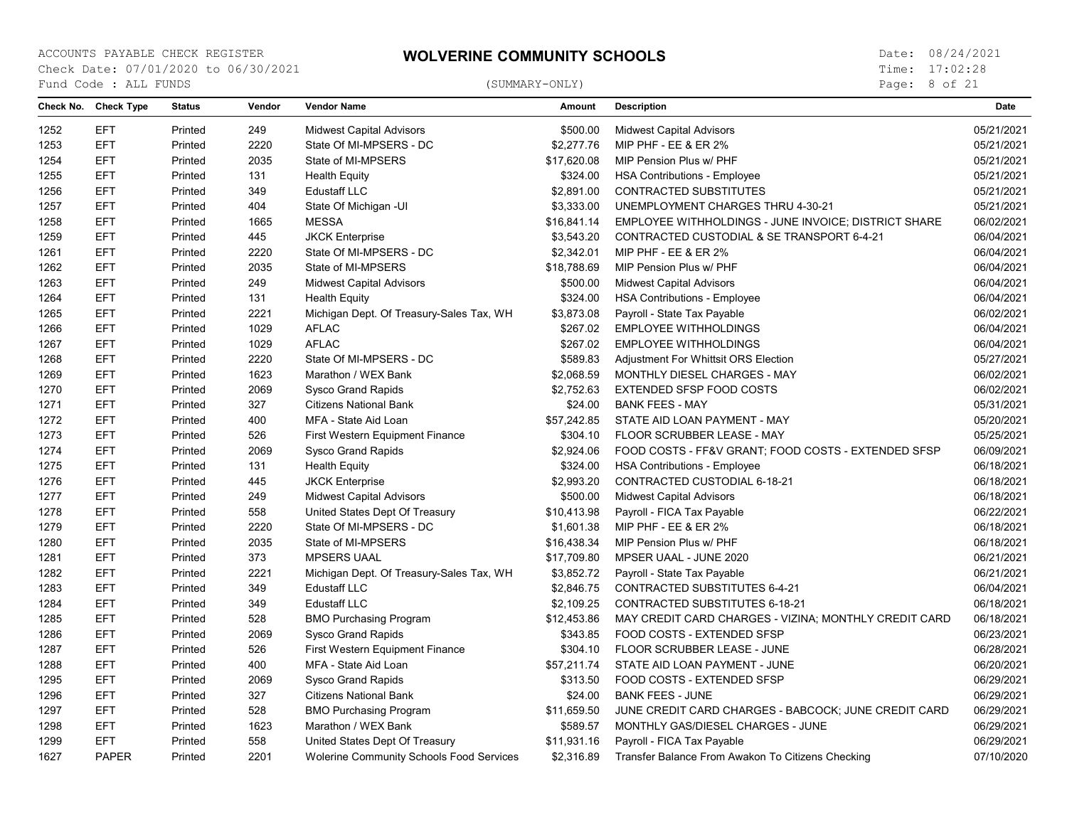# WOLVERINE COMMUNITY SCHOOLS

ACCOUNTS PAYABLE CHECK REGISTER
Check Date: 07/01/2020 to 06/30/2021
Fund Code : ALL FUNDS

(SUMMARY-ONLY)

Date: 08/24/2021
Time: 17:02:28

| Check No. | Check Type | Status | Vendor | Vendor Name | Amount | Description | Date |
|---|---|---|---|---|---|---|---|
| 1252 | EFT | Printed | 249 | Midwest Capital Advisors | $500.00 | Midwest Capital Advisors | 05/21/2021 |
| 1253 | EFT | Printed | 2220 | State Of MI-MPSERS - DC | $2,277.76 | MIP PHF - EE & ER 2% | 05/21/2021 |
| 1254 | EFT | Printed | 2035 | State of MI-MPSERS | $17,620.08 | MIP Pension Plus w/ PHF | 05/21/2021 |
| 1255 | EFT | Printed | 131 | Health Equity | $324.00 | HSA Contributions - Employee | 05/21/2021 |
| 1256 | EFT | Printed | 349 | Edustaff LLC | $2,891.00 | CONTRACTED SUBSTITUTES | 05/21/2021 |
| 1257 | EFT | Printed | 404 | State Of Michigan -UI | $3,333.00 | UNEMPLOYMENT CHARGES THRU 4-30-21 | 05/21/2021 |
| 1258 | EFT | Printed | 1665 | MESSA | $16,841.14 | EMPLOYEE WITHHOLDINGS - JUNE INVOICE; DISTRICT SHARE | 06/02/2021 |
| 1259 | EFT | Printed | 445 | JKCK Enterprise | $3,543.20 | CONTRACTED CUSTODIAL & SE TRANSPORT 6-4-21 | 06/04/2021 |
| 1261 | EFT | Printed | 2220 | State Of MI-MPSERS - DC | $2,342.01 | MIP PHF - EE & ER 2% | 06/04/2021 |
| 1262 | EFT | Printed | 2035 | State of MI-MPSERS | $18,788.69 | MIP Pension Plus w/ PHF | 06/04/2021 |
| 1263 | EFT | Printed | 249 | Midwest Capital Advisors | $500.00 | Midwest Capital Advisors | 06/04/2021 |
| 1264 | EFT | Printed | 131 | Health Equity | $324.00 | HSA Contributions - Employee | 06/04/2021 |
| 1265 | EFT | Printed | 2221 | Michigan Dept. Of Treasury-Sales Tax, WH | $3,873.08 | Payroll - State Tax Payable | 06/02/2021 |
| 1266 | EFT | Printed | 1029 | AFLAC | $267.02 | EMPLOYEE WITHHOLDINGS | 06/04/2021 |
| 1267 | EFT | Printed | 1029 | AFLAC | $267.02 | EMPLOYEE WITHHOLDINGS | 06/04/2021 |
| 1268 | EFT | Printed | 2220 | State Of MI-MPSERS - DC | $589.83 | Adjustment For Whittsit ORS Election | 05/27/2021 |
| 1269 | EFT | Printed | 1623 | Marathon / WEX Bank | $2,068.59 | MONTHLY DIESEL CHARGES - MAY | 06/02/2021 |
| 1270 | EFT | Printed | 2069 | Sysco Grand Rapids | $2,752.63 | EXTENDED SFSP FOOD COSTS | 06/02/2021 |
| 1271 | EFT | Printed | 327 | Citizens National Bank | $24.00 | BANK FEES - MAY | 05/31/2021 |
| 1272 | EFT | Printed | 400 | MFA - State Aid Loan | $57,242.85 | STATE AID LOAN PAYMENT - MAY | 05/20/2021 |
| 1273 | EFT | Printed | 526 | First Western Equipment Finance | $304.10 | FLOOR SCRUBBER LEASE - MAY | 05/25/2021 |
| 1274 | EFT | Printed | 2069 | Sysco Grand Rapids | $2,924.06 | FOOD COSTS - FF&V GRANT; FOOD COSTS - EXTENDED SFSP | 06/09/2021 |
| 1275 | EFT | Printed | 131 | Health Equity | $324.00 | HSA Contributions - Employee | 06/18/2021 |
| 1276 | EFT | Printed | 445 | JKCK Enterprise | $2,993.20 | CONTRACTED CUSTODIAL 6-18-21 | 06/18/2021 |
| 1277 | EFT | Printed | 249 | Midwest Capital Advisors | $500.00 | Midwest Capital Advisors | 06/18/2021 |
| 1278 | EFT | Printed | 558 | United States Dept Of Treasury | $10,413.98 | Payroll - FICA Tax Payable | 06/22/2021 |
| 1279 | EFT | Printed | 2220 | State Of MI-MPSERS - DC | $1,601.38 | MIP PHF - EE & ER 2% | 06/18/2021 |
| 1280 | EFT | Printed | 2035 | State of MI-MPSERS | $16,438.34 | MIP Pension Plus w/ PHF | 06/18/2021 |
| 1281 | EFT | Printed | 373 | MPSERS UAAL | $17,709.80 | MPSER UAAL - JUNE 2020 | 06/21/2021 |
| 1282 | EFT | Printed | 2221 | Michigan Dept. Of Treasury-Sales Tax, WH | $3,852.72 | Payroll - State Tax Payable | 06/21/2021 |
| 1283 | EFT | Printed | 349 | Edustaff LLC | $2,846.75 | CONTRACTED SUBSTITUTES 6-4-21 | 06/04/2021 |
| 1284 | EFT | Printed | 349 | Edustaff LLC | $2,109.25 | CONTRACTED SUBSTITUTES 6-18-21 | 06/18/2021 |
| 1285 | EFT | Printed | 528 | BMO Purchasing Program | $12,453.86 | MAY CREDIT CARD CHARGES - VIZINA; MONTHLY CREDIT CARD | 06/18/2021 |
| 1286 | EFT | Printed | 2069 | Sysco Grand Rapids | $343.85 | FOOD COSTS - EXTENDED SFSP | 06/23/2021 |
| 1287 | EFT | Printed | 526 | First Western Equipment Finance | $304.10 | FLOOR SCRUBBER LEASE - JUNE | 06/28/2021 |
| 1288 | EFT | Printed | 400 | MFA - State Aid Loan | $57,211.74 | STATE AID LOAN PAYMENT - JUNE | 06/20/2021 |
| 1295 | EFT | Printed | 2069 | Sysco Grand Rapids | $313.50 | FOOD COSTS - EXTENDED SFSP | 06/29/2021 |
| 1296 | EFT | Printed | 327 | Citizens National Bank | $24.00 | BANK FEES - JUNE | 06/29/2021 |
| 1297 | EFT | Printed | 528 | BMO Purchasing Program | $11,659.50 | JUNE CREDIT CARD CHARGES - BABCOCK; JUNE CREDIT CARD | 06/29/2021 |
| 1298 | EFT | Printed | 1623 | Marathon / WEX Bank | $589.57 | MONTHLY GAS/DIESEL CHARGES - JUNE | 06/29/2021 |
| 1299 | EFT | Printed | 558 | United States Dept Of Treasury | $11,931.16 | Payroll - FICA Tax Payable | 06/29/2021 |
| 1627 | PAPER | Printed | 2201 | Wolerine Community Schools Food Services | $2,316.89 | Transfer Balance From Awakon To Citizens Checking | 07/10/2020 |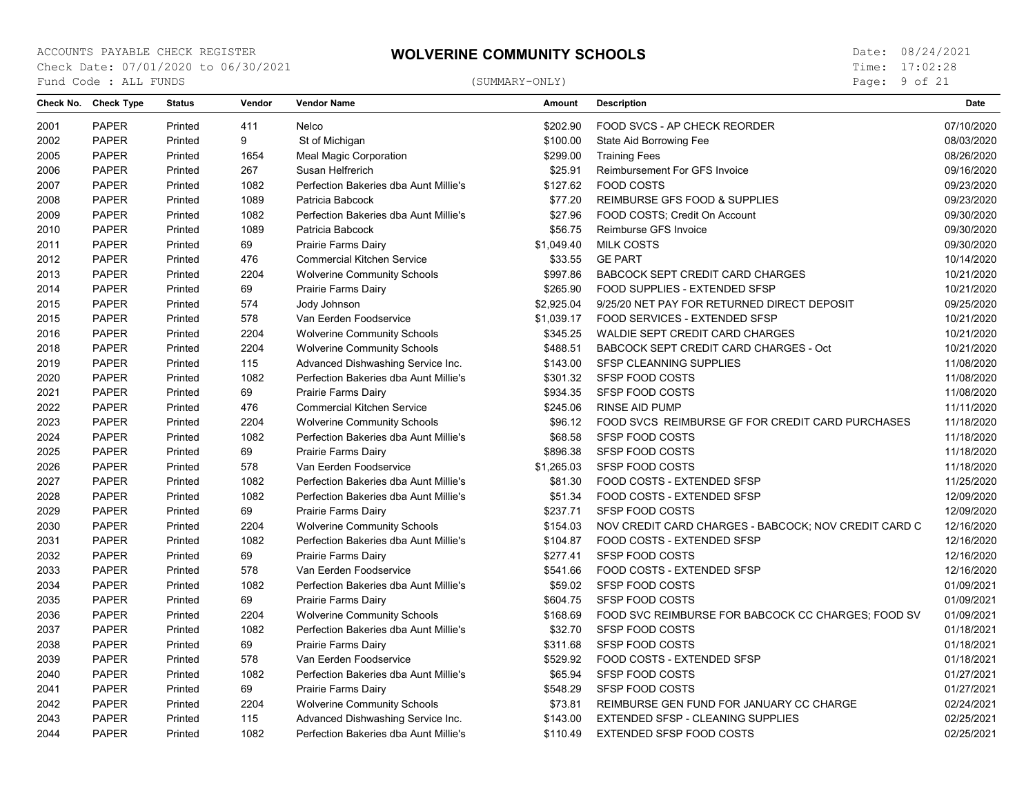ACCOUNTS PAYABLE CHECK REGISTER
Check Date: 07/01/2020 to 06/30/2021
Fund Code : ALL FUNDS

# WOLVERINE COMMUNITY SCHOOLS

(SUMMARY-ONLY)

Date: 08/24/2021
Time: 17:02:28

| Check No. | Check Type | Status | Vendor | Vendor Name | Amount | Description | Date |
|---|---|---|---|---|---|---|---|
| 2001 | PAPER | Printed | 411 | Nelco | $202.90 | FOOD SVCS - AP CHECK REORDER | 07/10/2020 |
| 2002 | PAPER | Printed | 9 | St of Michigan | $100.00 | State Aid Borrowing Fee | 08/03/2020 |
| 2005 | PAPER | Printed | 1654 | Meal Magic Corporation | $299.00 | Training Fees | 08/26/2020 |
| 2006 | PAPER | Printed | 267 | Susan Helfrerich | $25.91 | Reimbursement For GFS Invoice | 09/16/2020 |
| 2007 | PAPER | Printed | 1082 | Perfection Bakeries dba Aunt Millie's | $127.62 | FOOD COSTS | 09/23/2020 |
| 2008 | PAPER | Printed | 1089 | Patricia Babcock | $77.20 | REIMBURSE GFS FOOD & SUPPLIES | 09/23/2020 |
| 2009 | PAPER | Printed | 1082 | Perfection Bakeries dba Aunt Millie's | $27.96 | FOOD COSTS; Credit On Account | 09/30/2020 |
| 2010 | PAPER | Printed | 1089 | Patricia Babcock | $56.75 | Reimburse GFS Invoice | 09/30/2020 |
| 2011 | PAPER | Printed | 69 | Prairie Farms Dairy | $1,049.40 | MILK COSTS | 09/30/2020 |
| 2012 | PAPER | Printed | 476 | Commercial Kitchen Service | $33.55 | GE PART | 10/14/2020 |
| 2013 | PAPER | Printed | 2204 | Wolverine Community Schools | $997.86 | BABCOCK SEPT CREDIT CARD CHARGES | 10/21/2020 |
| 2014 | PAPER | Printed | 69 | Prairie Farms Dairy | $265.90 | FOOD SUPPLIES - EXTENDED SFSP | 10/21/2020 |
| 2015 | PAPER | Printed | 574 | Jody Johnson | $2,925.04 | 9/25/20 NET PAY FOR RETURNED DIRECT DEPOSIT | 09/25/2020 |
| 2015 | PAPER | Printed | 578 | Van Eerden Foodservice | $1,039.17 | FOOD SERVICES - EXTENDED SFSP | 10/21/2020 |
| 2016 | PAPER | Printed | 2204 | Wolverine Community Schools | $345.25 | WALDIE SEPT CREDIT CARD CHARGES | 10/21/2020 |
| 2018 | PAPER | Printed | 2204 | Wolverine Community Schools | $488.51 | BABCOCK SEPT CREDIT CARD CHARGES - Oct | 10/21/2020 |
| 2019 | PAPER | Printed | 115 | Advanced Dishwashing Service Inc. | $143.00 | SFSP CLEANNING SUPPLIES | 11/08/2020 |
| 2020 | PAPER | Printed | 1082 | Perfection Bakeries dba Aunt Millie's | $301.32 | SFSP FOOD COSTS | 11/08/2020 |
| 2021 | PAPER | Printed | 69 | Prairie Farms Dairy | $934.35 | SFSP FOOD COSTS | 11/08/2020 |
| 2022 | PAPER | Printed | 476 | Commercial Kitchen Service | $245.06 | RINSE AID PUMP | 11/11/2020 |
| 2023 | PAPER | Printed | 2204 | Wolverine Community Schools | $96.12 | FOOD SVCS REIMBURSE GF FOR CREDIT CARD PURCHASES | 11/18/2020 |
| 2024 | PAPER | Printed | 1082 | Perfection Bakeries dba Aunt Millie's | $68.58 | SFSP FOOD COSTS | 11/18/2020 |
| 2025 | PAPER | Printed | 69 | Prairie Farms Dairy | $896.38 | SFSP FOOD COSTS | 11/18/2020 |
| 2026 | PAPER | Printed | 578 | Van Eerden Foodservice | $1,265.03 | SFSP FOOD COSTS | 11/18/2020 |
| 2027 | PAPER | Printed | 1082 | Perfection Bakeries dba Aunt Millie's | $81.30 | FOOD COSTS - EXTENDED SFSP | 11/25/2020 |
| 2028 | PAPER | Printed | 1082 | Perfection Bakeries dba Aunt Millie's | $51.34 | FOOD COSTS - EXTENDED SFSP | 12/09/2020 |
| 2029 | PAPER | Printed | 69 | Prairie Farms Dairy | $237.71 | SFSP FOOD COSTS | 12/09/2020 |
| 2030 | PAPER | Printed | 2204 | Wolverine Community Schools | $154.03 | NOV CREDIT CARD CHARGES - BABCOCK; NOV CREDIT CARD C | 12/16/2020 |
| 2031 | PAPER | Printed | 1082 | Perfection Bakeries dba Aunt Millie's | $104.87 | FOOD COSTS - EXTENDED SFSP | 12/16/2020 |
| 2032 | PAPER | Printed | 69 | Prairie Farms Dairy | $277.41 | SFSP FOOD COSTS | 12/16/2020 |
| 2033 | PAPER | Printed | 578 | Van Eerden Foodservice | $541.66 | FOOD COSTS - EXTENDED SFSP | 12/16/2020 |
| 2034 | PAPER | Printed | 1082 | Perfection Bakeries dba Aunt Millie's | $59.02 | SFSP FOOD COSTS | 01/09/2021 |
| 2035 | PAPER | Printed | 69 | Prairie Farms Dairy | $604.75 | SFSP FOOD COSTS | 01/09/2021 |
| 2036 | PAPER | Printed | 2204 | Wolverine Community Schools | $168.69 | FOOD SVC REIMBURSE FOR BABCOCK CC CHARGES; FOOD SV | 01/09/2021 |
| 2037 | PAPER | Printed | 1082 | Perfection Bakeries dba Aunt Millie's | $32.70 | SFSP FOOD COSTS | 01/18/2021 |
| 2038 | PAPER | Printed | 69 | Prairie Farms Dairy | $311.68 | SFSP FOOD COSTS | 01/18/2021 |
| 2039 | PAPER | Printed | 578 | Van Eerden Foodservice | $529.92 | FOOD COSTS - EXTENDED SFSP | 01/18/2021 |
| 2040 | PAPER | Printed | 1082 | Perfection Bakeries dba Aunt Millie's | $65.94 | SFSP FOOD COSTS | 01/27/2021 |
| 2041 | PAPER | Printed | 69 | Prairie Farms Dairy | $548.29 | SFSP FOOD COSTS | 01/27/2021 |
| 2042 | PAPER | Printed | 2204 | Wolverine Community Schools | $73.81 | REIMBURSE GEN FUND FOR JANUARY CC CHARGE | 02/24/2021 |
| 2043 | PAPER | Printed | 115 | Advanced Dishwashing Service Inc. | $143.00 | EXTENDED SFSP - CLEANING SUPPLIES | 02/25/2021 |
| 2044 | PAPER | Printed | 1082 | Perfection Bakeries dba Aunt Millie's | $110.49 | EXTENDED SFSP FOOD COSTS | 02/25/2021 |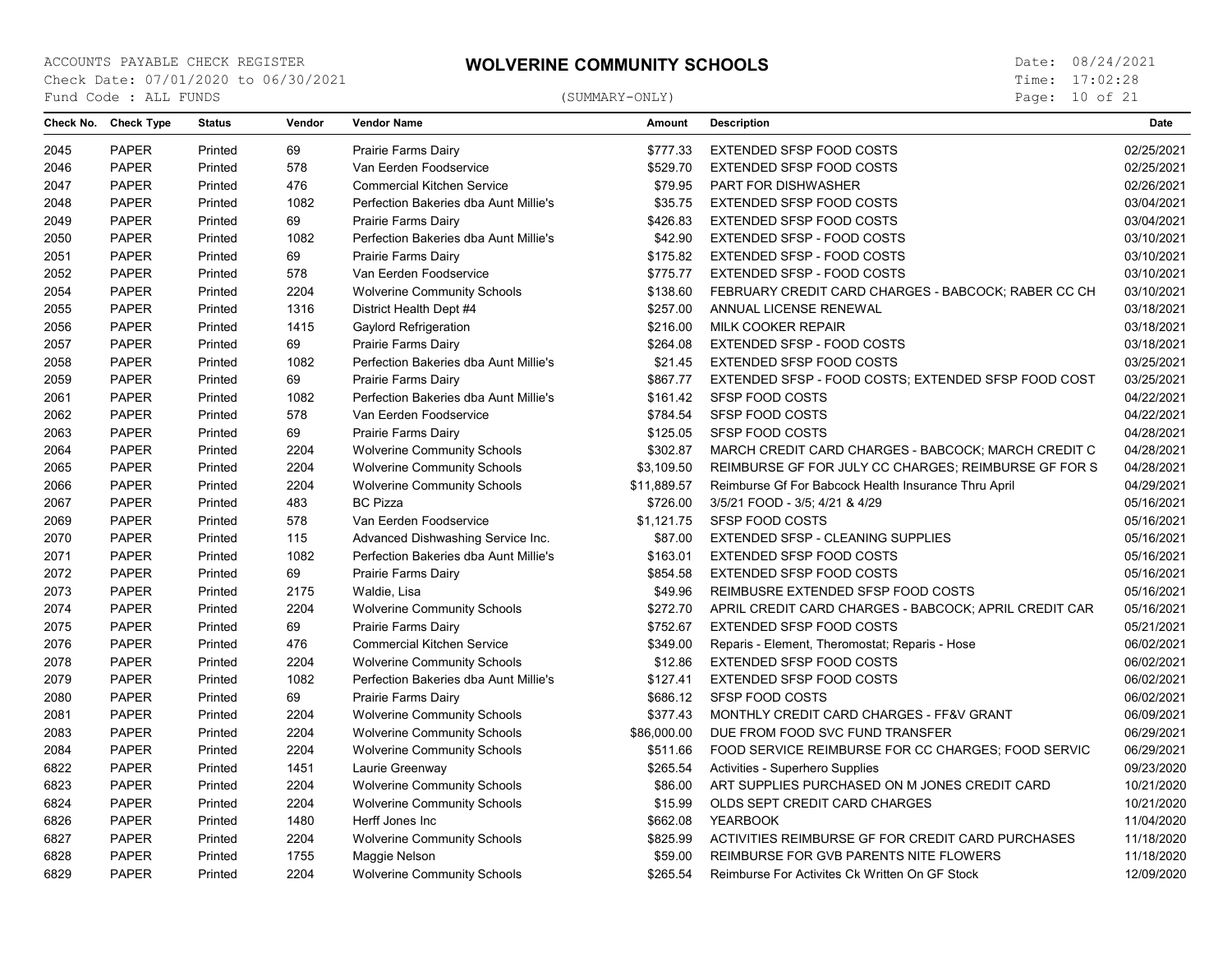ACCOUNTS PAYABLE CHECK REGISTER
Check Date: 07/01/2020 to 06/30/2021
Fund Code : ALL FUNDS

# WOLVERINE COMMUNITY SCHOOLS

(SUMMARY-ONLY)

Date: 08/24/2021
Time: 17:02:28

| Check No. | Check Type | Status | Vendor | Vendor Name | Amount | Description | Date |
|---|---|---|---|---|---|---|---|
| 2045 | PAPER | Printed | 69 | Prairie Farms Dairy | $777.33 | EXTENDED SFSP FOOD COSTS | 02/25/2021 |
| 2046 | PAPER | Printed | 578 | Van Eerden Foodservice | $529.70 | EXTENDED SFSP FOOD COSTS | 02/25/2021 |
| 2047 | PAPER | Printed | 476 | Commercial Kitchen Service | $79.95 | PART FOR DISHWASHER | 02/26/2021 |
| 2048 | PAPER | Printed | 1082 | Perfection Bakeries dba Aunt Millie's | $35.75 | EXTENDED SFSP FOOD COSTS | 03/04/2021 |
| 2049 | PAPER | Printed | 69 | Prairie Farms Dairy | $426.83 | EXTENDED SFSP FOOD COSTS | 03/04/2021 |
| 2050 | PAPER | Printed | 1082 | Perfection Bakeries dba Aunt Millie's | $42.90 | EXTENDED SFSP - FOOD COSTS | 03/10/2021 |
| 2051 | PAPER | Printed | 69 | Prairie Farms Dairy | $175.82 | EXTENDED SFSP - FOOD COSTS | 03/10/2021 |
| 2052 | PAPER | Printed | 578 | Van Eerden Foodservice | $775.77 | EXTENDED SFSP - FOOD COSTS | 03/10/2021 |
| 2054 | PAPER | Printed | 2204 | Wolverine Community Schools | $138.60 | FEBRUARY CREDIT CARD CHARGES - BABCOCK; RABER CC CH | 03/10/2021 |
| 2055 | PAPER | Printed | 1316 | District Health Dept #4 | $257.00 | ANNUAL LICENSE RENEWAL | 03/18/2021 |
| 2056 | PAPER | Printed | 1415 | Gaylord Refrigeration | $216.00 | MILK COOKER REPAIR | 03/18/2021 |
| 2057 | PAPER | Printed | 69 | Prairie Farms Dairy | $264.08 | EXTENDED SFSP - FOOD COSTS | 03/18/2021 |
| 2058 | PAPER | Printed | 1082 | Perfection Bakeries dba Aunt Millie's | $21.45 | EXTENDED SFSP FOOD COSTS | 03/25/2021 |
| 2059 | PAPER | Printed | 69 | Prairie Farms Dairy | $867.77 | EXTENDED SFSP - FOOD COSTS; EXTENDED SFSP FOOD COST | 03/25/2021 |
| 2061 | PAPER | Printed | 1082 | Perfection Bakeries dba Aunt Millie's | $161.42 | SFSP FOOD COSTS | 04/22/2021 |
| 2062 | PAPER | Printed | 578 | Van Eerden Foodservice | $784.54 | SFSP FOOD COSTS | 04/22/2021 |
| 2063 | PAPER | Printed | 69 | Prairie Farms Dairy | $125.05 | SFSP FOOD COSTS | 04/28/2021 |
| 2064 | PAPER | Printed | 2204 | Wolverine Community Schools | $302.87 | MARCH CREDIT CARD CHARGES - BABCOCK; MARCH CREDIT C | 04/28/2021 |
| 2065 | PAPER | Printed | 2204 | Wolverine Community Schools | $3,109.50 | REIMBURSE GF FOR JULY CC CHARGES; REIMBURSE GF FOR S | 04/28/2021 |
| 2066 | PAPER | Printed | 2204 | Wolverine Community Schools | $11,889.57 | Reimburse Gf For Babcock Health Insurance Thru April | 04/29/2021 |
| 2067 | PAPER | Printed | 483 | BC Pizza | $726.00 | 3/5/21 FOOD - 3/5; 4/21 & 4/29 | 05/16/2021 |
| 2069 | PAPER | Printed | 578 | Van Eerden Foodservice | $1,121.75 | SFSP FOOD COSTS | 05/16/2021 |
| 2070 | PAPER | Printed | 115 | Advanced Dishwashing Service Inc. | $87.00 | EXTENDED SFSP - CLEANING SUPPLIES | 05/16/2021 |
| 2071 | PAPER | Printed | 1082 | Perfection Bakeries dba Aunt Millie's | $163.01 | EXTENDED SFSP FOOD COSTS | 05/16/2021 |
| 2072 | PAPER | Printed | 69 | Prairie Farms Dairy | $854.58 | EXTENDED SFSP FOOD COSTS | 05/16/2021 |
| 2073 | PAPER | Printed | 2175 | Waldie, Lisa | $49.96 | REIMBUSRE EXTENDED SFSP FOOD COSTS | 05/16/2021 |
| 2074 | PAPER | Printed | 2204 | Wolverine Community Schools | $272.70 | APRIL CREDIT CARD CHARGES - BABCOCK; APRIL CREDIT CAR | 05/16/2021 |
| 2075 | PAPER | Printed | 69 | Prairie Farms Dairy | $752.67 | EXTENDED SFSP FOOD COSTS | 05/21/2021 |
| 2076 | PAPER | Printed | 476 | Commercial Kitchen Service | $349.00 | Reparis - Element, Theromostat; Reparis - Hose | 06/02/2021 |
| 2078 | PAPER | Printed | 2204 | Wolverine Community Schools | $12.86 | EXTENDED SFSP FOOD COSTS | 06/02/2021 |
| 2079 | PAPER | Printed | 1082 | Perfection Bakeries dba Aunt Millie's | $127.41 | EXTENDED SFSP FOOD COSTS | 06/02/2021 |
| 2080 | PAPER | Printed | 69 | Prairie Farms Dairy | $686.12 | SFSP FOOD COSTS | 06/02/2021 |
| 2081 | PAPER | Printed | 2204 | Wolverine Community Schools | $377.43 | MONTHLY CREDIT CARD CHARGES - FF&V GRANT | 06/09/2021 |
| 2083 | PAPER | Printed | 2204 | Wolverine Community Schools | $86,000.00 | DUE FROM FOOD SVC FUND TRANSFER | 06/29/2021 |
| 2084 | PAPER | Printed | 2204 | Wolverine Community Schools | $511.66 | FOOD SERVICE REIMBURSE FOR CC CHARGES; FOOD SERVIC | 06/29/2021 |
| 6822 | PAPER | Printed | 1451 | Laurie Greenway | $265.54 | Activities - Superhero Supplies | 09/23/2020 |
| 6823 | PAPER | Printed | 2204 | Wolverine Community Schools | $86.00 | ART SUPPLIES PURCHASED ON M JONES CREDIT CARD | 10/21/2020 |
| 6824 | PAPER | Printed | 2204 | Wolverine Community Schools | $15.99 | OLDS SEPT CREDIT CARD CHARGES | 10/21/2020 |
| 6826 | PAPER | Printed | 1480 | Herff Jones Inc | $662.08 | YEARBOOK | 11/04/2020 |
| 6827 | PAPER | Printed | 2204 | Wolverine Community Schools | $825.99 | ACTIVITIES REIMBURSE GF FOR CREDIT CARD PURCHASES | 11/18/2020 |
| 6828 | PAPER | Printed | 1755 | Maggie Nelson | $59.00 | REIMBURSE FOR GVB PARENTS NITE FLOWERS | 11/18/2020 |
| 6829 | PAPER | Printed | 2204 | Wolverine Community Schools | $265.54 | Reimburse For Activites Ck Written On GF Stock | 12/09/2020 |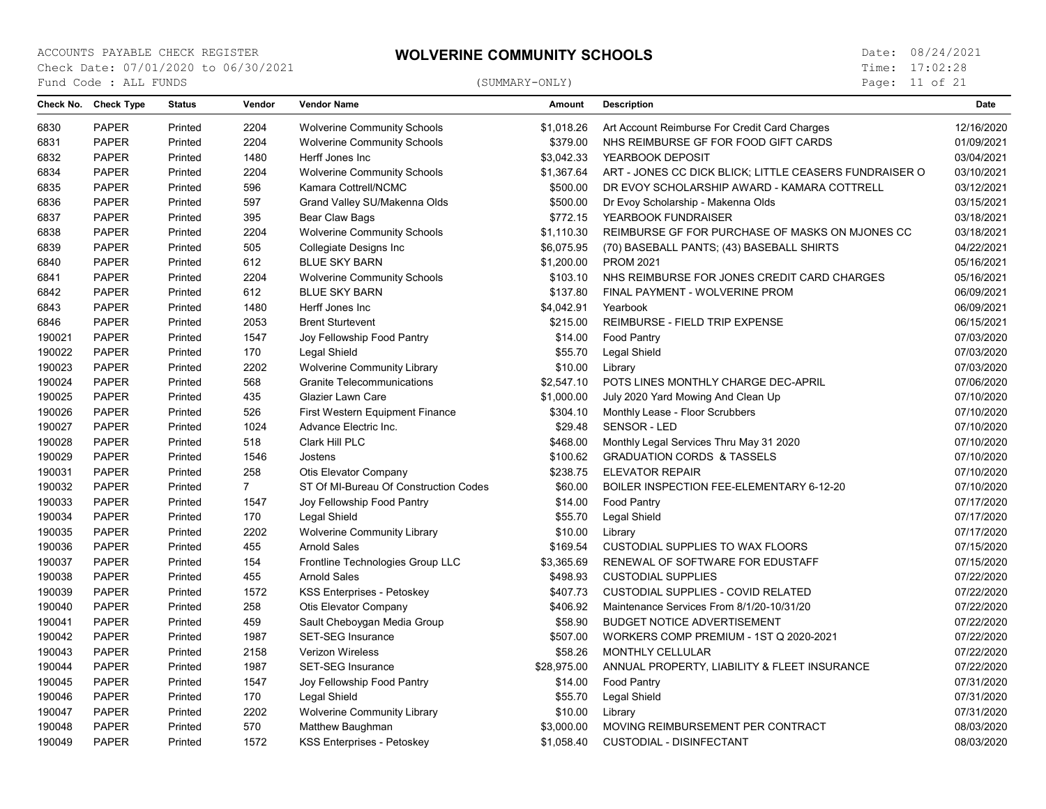ACCOUNTS PAYABLE CHECK REGISTER
Check Date: 07/01/2020 to 06/30/2021
Fund Code : ALL FUNDS

# WOLVERINE COMMUNITY SCHOOLS

(SUMMARY-ONLY)

Date: 08/24/2021
Time: 17:02:28

| Check No. | Check Type | Status | Vendor | Vendor Name | Amount | Description | Date |
|---|---|---|---|---|---|---|---|
| 6830 | PAPER | Printed | 2204 | Wolverine Community Schools | $1,018.26 | Art Account Reimburse For Credit Card Charges | 12/16/2020 |
| 6831 | PAPER | Printed | 2204 | Wolverine Community Schools | $379.00 | NHS REIMBURSE GF FOR FOOD GIFT CARDS | 01/09/2021 |
| 6832 | PAPER | Printed | 1480 | Herff Jones Inc | $3,042.33 | YEARBOOK DEPOSIT | 03/04/2021 |
| 6834 | PAPER | Printed | 2204 | Wolverine Community Schools | $1,367.64 | ART - JONES CC DICK BLICK; LITTLE CEASERS FUNDRAISER O | 03/10/2021 |
| 6835 | PAPER | Printed | 596 | Kamara Cottrell/NCMC | $500.00 | DR EVOY SCHOLARSHIP AWARD - KAMARA COTTRELL | 03/12/2021 |
| 6836 | PAPER | Printed | 597 | Grand Valley SU/Makenna Olds | $500.00 | Dr Evoy Scholarship - Makenna Olds | 03/15/2021 |
| 6837 | PAPER | Printed | 395 | Bear Claw Bags | $772.15 | YEARBOOK FUNDRAISER | 03/18/2021 |
| 6838 | PAPER | Printed | 2204 | Wolverine Community Schools | $1,110.30 | REIMBURSE GF FOR PURCHASE OF MASKS ON MJONES CC | 03/18/2021 |
| 6839 | PAPER | Printed | 505 | Collegiate Designs Inc | $6,075.95 | (70) BASEBALL PANTS; (43) BASEBALL SHIRTS | 04/22/2021 |
| 6840 | PAPER | Printed | 612 | BLUE SKY BARN | $1,200.00 | PROM 2021 | 05/16/2021 |
| 6841 | PAPER | Printed | 2204 | Wolverine Community Schools | $103.10 | NHS REIMBURSE FOR JONES CREDIT CARD CHARGES | 05/16/2021 |
| 6842 | PAPER | Printed | 612 | BLUE SKY BARN | $137.80 | FINAL PAYMENT - WOLVERINE PROM | 06/09/2021 |
| 6843 | PAPER | Printed | 1480 | Herff Jones Inc | $4,042.91 | Yearbook | 06/09/2021 |
| 6846 | PAPER | Printed | 2053 | Brent Sturtevent | $215.00 | REIMBURSE - FIELD TRIP EXPENSE | 06/15/2021 |
| 190021 | PAPER | Printed | 1547 | Joy Fellowship Food Pantry | $14.00 | Food Pantry | 07/03/2020 |
| 190022 | PAPER | Printed | 170 | Legal Shield | $55.70 | Legal Shield | 07/03/2020 |
| 190023 | PAPER | Printed | 2202 | Wolverine Community Library | $10.00 | Library | 07/03/2020 |
| 190024 | PAPER | Printed | 568 | Granite Telecommunications | $2,547.10 | POTS LINES MONTHLY CHARGE DEC-APRIL | 07/06/2020 |
| 190025 | PAPER | Printed | 435 | Glazier Lawn Care | $1,000.00 | July 2020 Yard Mowing And Clean Up | 07/10/2020 |
| 190026 | PAPER | Printed | 526 | First Western Equipment Finance | $304.10 | Monthly Lease - Floor Scrubbers | 07/10/2020 |
| 190027 | PAPER | Printed | 1024 | Advance Electric Inc. | $29.48 | SENSOR - LED | 07/10/2020 |
| 190028 | PAPER | Printed | 518 | Clark Hill PLC | $468.00 | Monthly Legal Services Thru May 31 2020 | 07/10/2020 |
| 190029 | PAPER | Printed | 1546 | Jostens | $100.62 | GRADUATION CORDS & TASSELS | 07/10/2020 |
| 190031 | PAPER | Printed | 258 | Otis Elevator Company | $238.75 | ELEVATOR REPAIR | 07/10/2020 |
| 190032 | PAPER | Printed | 7 | ST Of MI-Bureau Of Construction Codes | $60.00 | BOILER INSPECTION FEE-ELEMENTARY 6-12-20 | 07/10/2020 |
| 190033 | PAPER | Printed | 1547 | Joy Fellowship Food Pantry | $14.00 | Food Pantry | 07/17/2020 |
| 190034 | PAPER | Printed | 170 | Legal Shield | $55.70 | Legal Shield | 07/17/2020 |
| 190035 | PAPER | Printed | 2202 | Wolverine Community Library | $10.00 | Library | 07/17/2020 |
| 190036 | PAPER | Printed | 455 | Arnold Sales | $169.54 | CUSTODIAL SUPPLIES TO WAX FLOORS | 07/15/2020 |
| 190037 | PAPER | Printed | 154 | Frontline Technologies Group LLC | $3,365.69 | RENEWAL OF SOFTWARE FOR EDUSTAFF | 07/15/2020 |
| 190038 | PAPER | Printed | 455 | Arnold Sales | $498.93 | CUSTODIAL SUPPLIES | 07/22/2020 |
| 190039 | PAPER | Printed | 1572 | KSS Enterprises - Petoskey | $407.73 | CUSTODIAL SUPPLIES - COVID RELATED | 07/22/2020 |
| 190040 | PAPER | Printed | 258 | Otis Elevator Company | $406.92 | Maintenance Services From 8/1/20-10/31/20 | 07/22/2020 |
| 190041 | PAPER | Printed | 459 | Sault Cheboygan Media Group | $58.90 | BUDGET NOTICE ADVERTISEMENT | 07/22/2020 |
| 190042 | PAPER | Printed | 1987 | SET-SEG Insurance | $507.00 | WORKERS COMP PREMIUM - 1ST Q 2020-2021 | 07/22/2020 |
| 190043 | PAPER | Printed | 2158 | Verizon Wireless | $58.26 | MONTHLY CELLULAR | 07/22/2020 |
| 190044 | PAPER | Printed | 1987 | SET-SEG Insurance | $28,975.00 | ANNUAL PROPERTY, LIABILITY & FLEET INSURANCE | 07/22/2020 |
| 190045 | PAPER | Printed | 1547 | Joy Fellowship Food Pantry | $14.00 | Food Pantry | 07/31/2020 |
| 190046 | PAPER | Printed | 170 | Legal Shield | $55.70 | Legal Shield | 07/31/2020 |
| 190047 | PAPER | Printed | 2202 | Wolverine Community Library | $10.00 | Library | 07/31/2020 |
| 190048 | PAPER | Printed | 570 | Matthew Baughman | $3,000.00 | MOVING REIMBURSEMENT PER CONTRACT | 08/03/2020 |
| 190049 | PAPER | Printed | 1572 | KSS Enterprises - Petoskey | $1,058.40 | CUSTODIAL - DISINFECTANT | 08/03/2020 |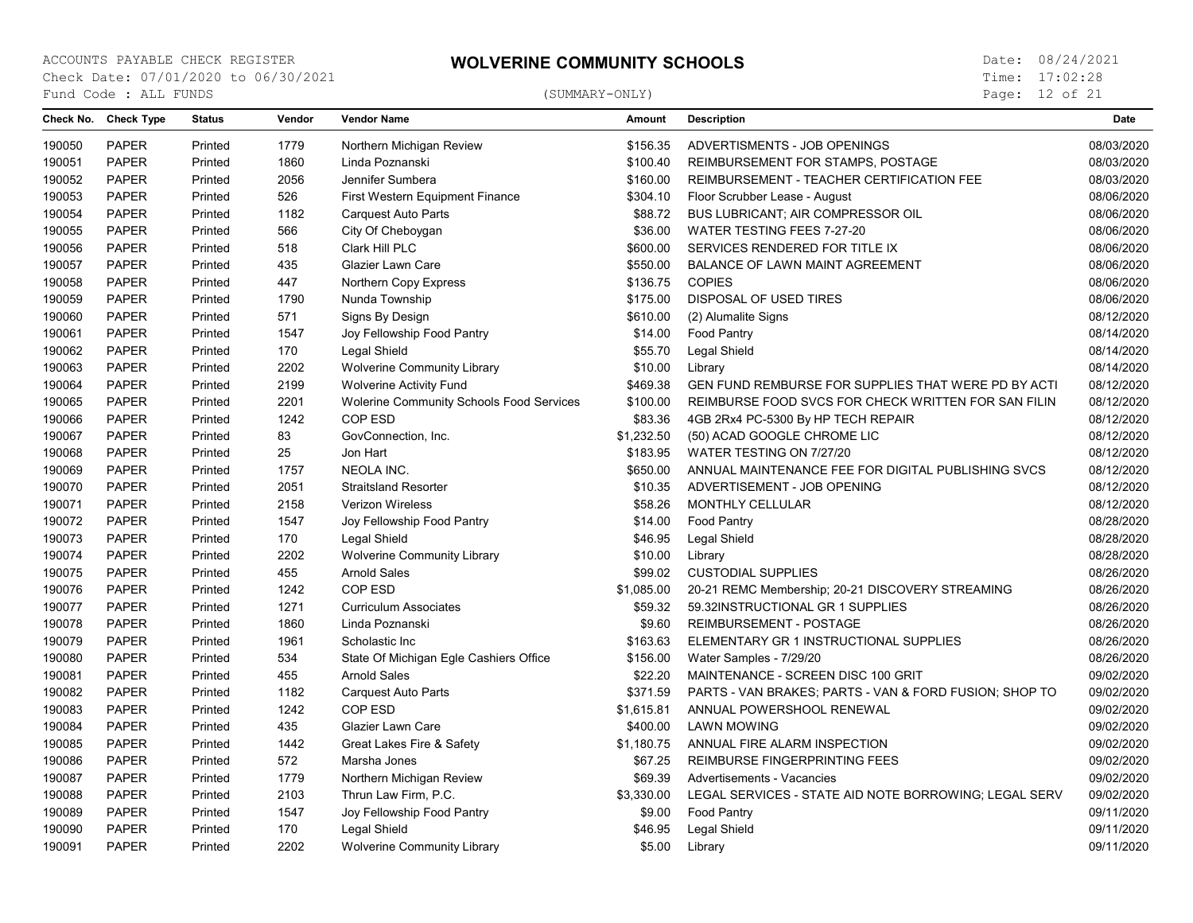# WOLVERINE COMMUNITY SCHOOLS

ACCOUNTS PAYABLE CHECK REGISTER
Check Date: 07/01/2020 to 06/30/2021
Fund Code : ALL FUNDS

(SUMMARY-ONLY)

Date: 08/24/2021
Time: 17:02:28

| Check No. | Check Type | Status | Vendor | Vendor Name | Amount | Description | Date |
|---|---|---|---|---|---|---|---|
| 190050 | PAPER | Printed | 1779 | Northern Michigan Review | $156.35 | ADVERTISMENTS - JOB OPENINGS | 08/03/2020 |
| 190051 | PAPER | Printed | 1860 | Linda Poznanski | $100.40 | REIMBURSEMENT FOR STAMPS, POSTAGE | 08/03/2020 |
| 190052 | PAPER | Printed | 2056 | Jennifer Sumbera | $160.00 | REIMBURSEMENT - TEACHER CERTIFICATION FEE | 08/03/2020 |
| 190053 | PAPER | Printed | 526 | First Western Equipment Finance | $304.10 | Floor Scrubber Lease - August | 08/06/2020 |
| 190054 | PAPER | Printed | 1182 | Carquest Auto Parts | $88.72 | BUS LUBRICANT; AIR COMPRESSOR OIL | 08/06/2020 |
| 190055 | PAPER | Printed | 566 | City Of Cheboygan | $36.00 | WATER TESTING FEES 7-27-20 | 08/06/2020 |
| 190056 | PAPER | Printed | 518 | Clark Hill PLC | $600.00 | SERVICES RENDERED FOR TITLE IX | 08/06/2020 |
| 190057 | PAPER | Printed | 435 | Glazier Lawn Care | $550.00 | BALANCE OF LAWN MAINT AGREEMENT | 08/06/2020 |
| 190058 | PAPER | Printed | 447 | Northern Copy Express | $136.75 | COPIES | 08/06/2020 |
| 190059 | PAPER | Printed | 1790 | Nunda Township | $175.00 | DISPOSAL OF USED TIRES | 08/06/2020 |
| 190060 | PAPER | Printed | 571 | Signs By Design | $610.00 | (2) Alumalite Signs | 08/12/2020 |
| 190061 | PAPER | Printed | 1547 | Joy Fellowship Food Pantry | $14.00 | Food Pantry | 08/14/2020 |
| 190062 | PAPER | Printed | 170 | Legal Shield | $55.70 | Legal Shield | 08/14/2020 |
| 190063 | PAPER | Printed | 2202 | Wolverine Community Library | $10.00 | Library | 08/14/2020 |
| 190064 | PAPER | Printed | 2199 | Wolverine Activity Fund | $469.38 | GEN FUND REMBURSE FOR SUPPLIES THAT WERE PD BY ACTI | 08/12/2020 |
| 190065 | PAPER | Printed | 2201 | Wolerine Community Schools Food Services | $100.00 | REIMBURSE FOOD SVCS FOR CHECK WRITTEN FOR SAN FILIN | 08/12/2020 |
| 190066 | PAPER | Printed | 1242 | COP ESD | $83.36 | 4GB 2Rx4 PC-5300 By HP TECH REPAIR | 08/12/2020 |
| 190067 | PAPER | Printed | 83 | GovConnection, Inc. | $1,232.50 | (50) ACAD GOOGLE CHROME LIC | 08/12/2020 |
| 190068 | PAPER | Printed | 25 | Jon Hart | $183.95 | WATER TESTING ON 7/27/20 | 08/12/2020 |
| 190069 | PAPER | Printed | 1757 | NEOLA INC. | $650.00 | ANNUAL MAINTENANCE FEE FOR DIGITAL PUBLISHING SVCS | 08/12/2020 |
| 190070 | PAPER | Printed | 2051 | Straitsland Resorter | $10.35 | ADVERTISEMENT - JOB OPENING | 08/12/2020 |
| 190071 | PAPER | Printed | 2158 | Verizon Wireless | $58.26 | MONTHLY CELLULAR | 08/12/2020 |
| 190072 | PAPER | Printed | 1547 | Joy Fellowship Food Pantry | $14.00 | Food Pantry | 08/28/2020 |
| 190073 | PAPER | Printed | 170 | Legal Shield | $46.95 | Legal Shield | 08/28/2020 |
| 190074 | PAPER | Printed | 2202 | Wolverine Community Library | $10.00 | Library | 08/28/2020 |
| 190075 | PAPER | Printed | 455 | Arnold Sales | $99.02 | CUSTODIAL SUPPLIES | 08/26/2020 |
| 190076 | PAPER | Printed | 1242 | COP ESD | $1,085.00 | 20-21 REMC Membership; 20-21 DISCOVERY STREAMING | 08/26/2020 |
| 190077 | PAPER | Printed | 1271 | Curriculum Associates | $59.32 | 59.32INSTRUCTIONAL GR 1 SUPPLIES | 08/26/2020 |
| 190078 | PAPER | Printed | 1860 | Linda Poznanski | $9.60 | REIMBURSEMENT - POSTAGE | 08/26/2020 |
| 190079 | PAPER | Printed | 1961 | Scholastic Inc | $163.63 | ELEMENTARY GR 1 INSTRUCTIONAL SUPPLIES | 08/26/2020 |
| 190080 | PAPER | Printed | 534 | State Of Michigan Egle Cashiers Office | $156.00 | Water Samples - 7/29/20 | 08/26/2020 |
| 190081 | PAPER | Printed | 455 | Arnold Sales | $22.20 | MAINTENANCE - SCREEN DISC 100 GRIT | 09/02/2020 |
| 190082 | PAPER | Printed | 1182 | Carquest Auto Parts | $371.59 | PARTS - VAN BRAKES; PARTS - VAN & FORD FUSION; SHOP TO | 09/02/2020 |
| 190083 | PAPER | Printed | 1242 | COP ESD | $1,615.81 | ANNUAL POWERSHOOL RENEWAL | 09/02/2020 |
| 190084 | PAPER | Printed | 435 | Glazier Lawn Care | $400.00 | LAWN MOWING | 09/02/2020 |
| 190085 | PAPER | Printed | 1442 | Great Lakes Fire & Safety | $1,180.75 | ANNUAL FIRE ALARM INSPECTION | 09/02/2020 |
| 190086 | PAPER | Printed | 572 | Marsha Jones | $67.25 | REIMBURSE FINGERPRINTING FEES | 09/02/2020 |
| 190087 | PAPER | Printed | 1779 | Northern Michigan Review | $69.39 | Advertisements - Vacancies | 09/02/2020 |
| 190088 | PAPER | Printed | 2103 | Thrun Law Firm, P.C. | $3,330.00 | LEGAL SERVICES - STATE AID NOTE BORROWING; LEGAL SERV | 09/02/2020 |
| 190089 | PAPER | Printed | 1547 | Joy Fellowship Food Pantry | $9.00 | Food Pantry | 09/11/2020 |
| 190090 | PAPER | Printed | 170 | Legal Shield | $46.95 | Legal Shield | 09/11/2020 |
| 190091 | PAPER | Printed | 2202 | Wolverine Community Library | $5.00 | Library | 09/11/2020 |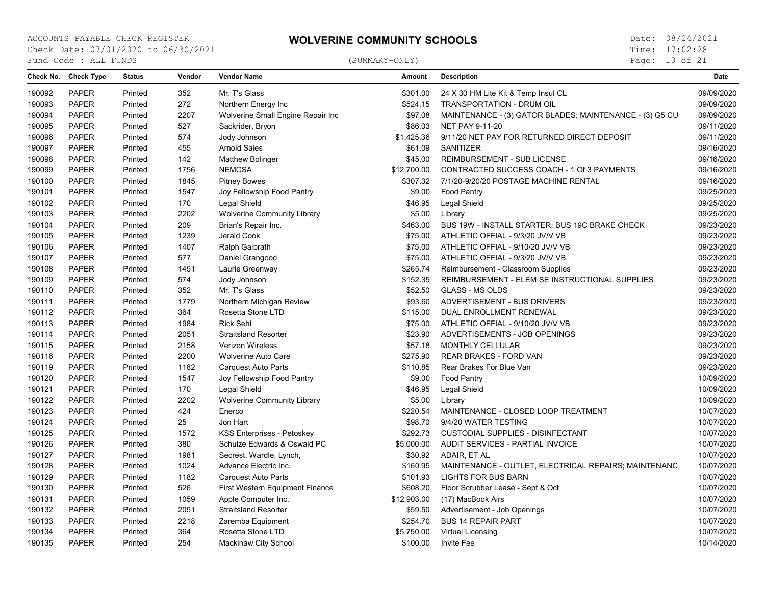ACCOUNTS PAYABLE CHECK REGISTER
Check Date: 07/01/2020 to 06/30/2021
Fund Code : ALL FUNDS

# WOLVERINE COMMUNITY SCHOOLS

(SUMMARY-ONLY)

Date: 08/24/2021
Time: 17:02:28

| Check No. | Check Type | Status | Vendor | Vendor Name | Amount | Description | Date |
|---|---|---|---|---|---|---|---|
| 190092 | PAPER | Printed | 352 | Mr. T's Glass | $301.00 | 24 X 30 HM Lite Kit & Temp Insul CL | 09/09/2020 |
| 190093 | PAPER | Printed | 272 | Northern Energy Inc | $524.15 | TRANSPORTATION - DRUM OIL | 09/09/2020 |
| 190094 | PAPER | Printed | 2207 | Wolverine Small Engine Repair Inc | $97.08 | MAINTENANCE - (3) GATOR BLADES; MAINTENANCE - (3) G5 CU | 09/09/2020 |
| 190095 | PAPER | Printed | 527 | Sackrider, Bryon | $86.03 | NET PAY 9-11-20 | 09/11/2020 |
| 190096 | PAPER | Printed | 574 | Jody Johnson | $1,425.36 | 9/11/20 NET PAY FOR RETURNED DIRECT DEPOSIT | 09/11/2020 |
| 190097 | PAPER | Printed | 455 | Arnold Sales | $61.09 | SANITIZER | 09/16/2020 |
| 190098 | PAPER | Printed | 142 | Matthew Bolinger | $45.00 | REIMBURSEMENT - SUB LICENSE | 09/16/2020 |
| 190099 | PAPER | Printed | 1756 | NEMCSA | $12,700.00 | CONTRACTED SUCCESS COACH - 1 Of 3 PAYMENTS | 09/16/2020 |
| 190100 | PAPER | Printed | 1845 | Pitney Bowes | $307.32 | 7/1/20-9/20/20 POSTAGE MACHINE RENTAL | 09/16/2020 |
| 190101 | PAPER | Printed | 1547 | Joy Fellowship Food Pantry | $9.00 | Food Pantry | 09/25/2020 |
| 190102 | PAPER | Printed | 170 | Legal Shield | $46.95 | Legal Shield | 09/25/2020 |
| 190103 | PAPER | Printed | 2202 | Wolverine Community Library | $5.00 | Library | 09/25/2020 |
| 190104 | PAPER | Printed | 209 | Brian's Repair Inc. | $463.00 | BUS 19W - INSTALL STARTER; BUS 19C BRAKE CHECK | 09/23/2020 |
| 190105 | PAPER | Printed | 1239 | Jerald Cook | $75.00 | ATHLETIC OFFIAL - 9/3/20 JV/V VB | 09/23/2020 |
| 190106 | PAPER | Printed | 1407 | Ralph Galbrath | $75.00 | ATHLETIC OFFIAL - 9/10/20 JV/V VB | 09/23/2020 |
| 190107 | PAPER | Printed | 577 | Daniel Grangood | $75.00 | ATHLETIC OFFIAL - 9/3/20 JV/V VB | 09/23/2020 |
| 190108 | PAPER | Printed | 1451 | Laurie Greenway | $265.74 | Reimbursement - Classroom Supplies | 09/23/2020 |
| 190109 | PAPER | Printed | 574 | Jody Johnson | $152.35 | REIMBURSEMENT - ELEM SE INSTRUCTIONAL SUPPLIES | 09/23/2020 |
| 190110 | PAPER | Printed | 352 | Mr. T's Glass | $52.50 | GLASS - MS OLDS | 09/23/2020 |
| 190111 | PAPER | Printed | 1779 | Northern Michigan Review | $93.60 | ADVERTISEMENT - BUS DRIVERS | 09/23/2020 |
| 190112 | PAPER | Printed | 364 | Rosetta Stone LTD | $115.00 | DUAL ENROLLMENT RENEWAL | 09/23/2020 |
| 190113 | PAPER | Printed | 1984 | Rick Sehl | $75.00 | ATHLETIC OFFIAL - 9/10/20 JV/V VB | 09/23/2020 |
| 190114 | PAPER | Printed | 2051 | Straitsland Resorter | $23.90 | ADVERTISEMENTS - JOB OPENINGS | 09/23/2020 |
| 190115 | PAPER | Printed | 2158 | Verizon Wireless | $57.18 | MONTHLY CELLULAR | 09/23/2020 |
| 190116 | PAPER | Printed | 2200 | Wolverine Auto Care | $275.90 | REAR BRAKES - FORD VAN | 09/23/2020 |
| 190119 | PAPER | Printed | 1182 | Carquest Auto Parts | $110.85 | Rear Brakes For Blue Van | 09/23/2020 |
| 190120 | PAPER | Printed | 1547 | Joy Fellowship Food Pantry | $9.00 | Food Pantry | 10/09/2020 |
| 190121 | PAPER | Printed | 170 | Legal Shield | $46.95 | Legal Shield | 10/09/2020 |
| 190122 | PAPER | Printed | 2202 | Wolverine Community Library | $5.00 | Library | 10/09/2020 |
| 190123 | PAPER | Printed | 424 | Enerco | $220.54 | MAINTENANCE - CLOSED LOOP TREATMENT | 10/07/2020 |
| 190124 | PAPER | Printed | 25 | Jon Hart | $98.70 | 9/4/20 WATER TESTING | 10/07/2020 |
| 190125 | PAPER | Printed | 1572 | KSS Enterprises - Petoskey | $292.73 | CUSTODIAL SUPPLIES - DISINFECTANT | 10/07/2020 |
| 190126 | PAPER | Printed | 380 | Schulze Edwards & Oswald PC | $5,000.00 | AUDIT SERVICES - PARTIAL INVOICE | 10/07/2020 |
| 190127 | PAPER | Printed | 1981 | Secrest, Wardle, Lynch, | $30.92 | ADAIR, ET AL | 10/07/2020 |
| 190128 | PAPER | Printed | 1024 | Advance Electric Inc. | $160.95 | MAINTENANCE - OUTLET, ELECTRICAL REPAIRS; MAINTENANC | 10/07/2020 |
| 190129 | PAPER | Printed | 1182 | Carquest Auto Parts | $101.93 | LIGHTS FOR BUS BARN | 10/07/2020 |
| 190130 | PAPER | Printed | 526 | First Western Equipment Finance | $608.20 | Floor Scrubber Lease - Sept & Oct | 10/07/2020 |
| 190131 | PAPER | Printed | 1059 | Apple Computer Inc. | $12,903.00 | (17) MacBook Airs | 10/07/2020 |
| 190132 | PAPER | Printed | 2051 | Straitsland Resorter | $59.50 | Advertisement - Job Openings | 10/07/2020 |
| 190133 | PAPER | Printed | 2218 | Zaremba Equipment | $254.70 | BUS 14 REPAIR PART | 10/07/2020 |
| 190134 | PAPER | Printed | 364 | Rosetta Stone LTD | $5,750.00 | Virtual Licensing | 10/07/2020 |
| 190135 | PAPER | Printed | 254 | Mackinaw City School | $100.00 | Invite Fee | 10/14/2020 |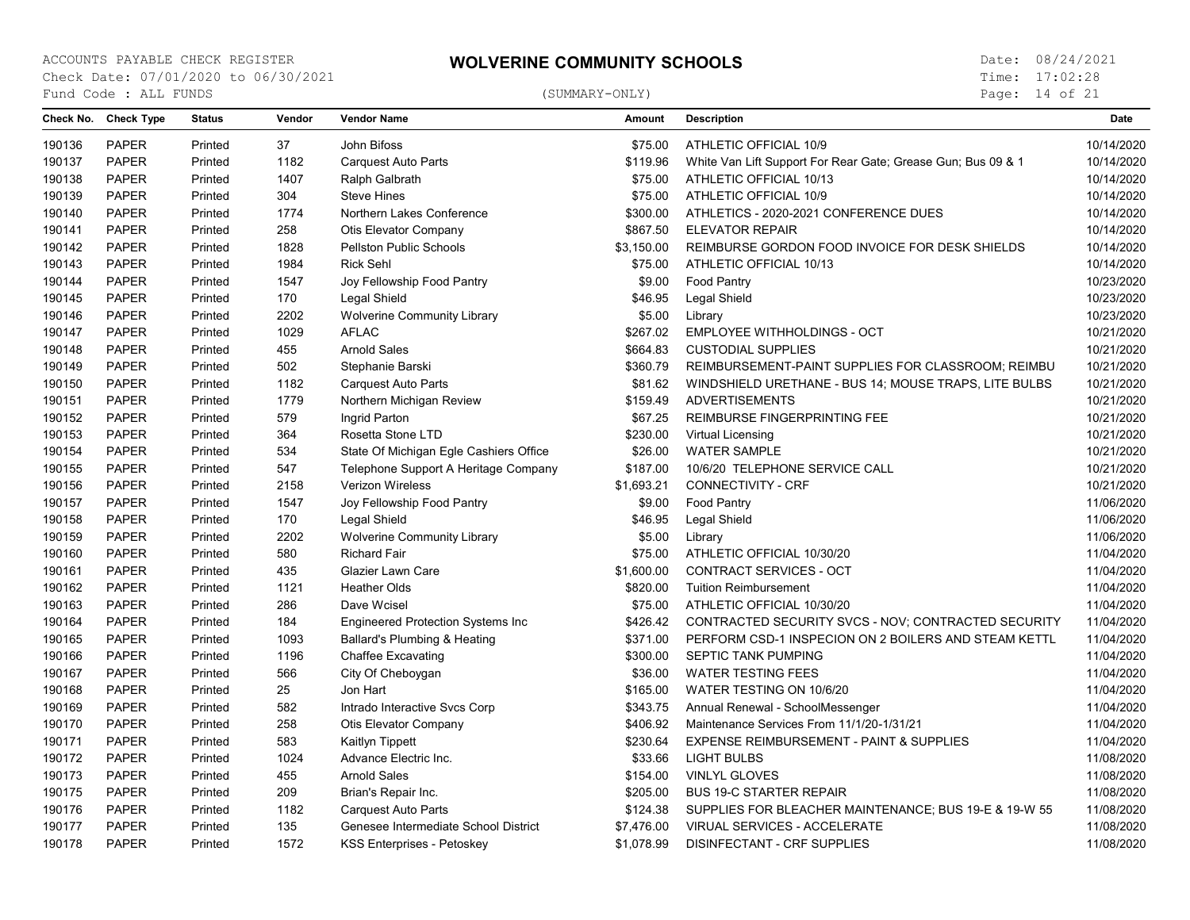ACCOUNTS PAYABLE CHECK REGISTER

# WOLVERINE COMMUNITY SCHOOLS

Check Date: 07/01/2020 to 06/30/2021

Fund Code : ALL FUNDS

(SUMMARY-ONLY)

Date: 08/24/2021
Time: 17:02:28

| Check No. | Check Type | Status | Vendor | Vendor Name | Amount | Description | Date |
|---|---|---|---|---|---|---|---|
| 190136 | PAPER | Printed | 37 | John Bifoss | $75.00 | ATHLETIC OFFICIAL 10/9 | 10/14/2020 |
| 190137 | PAPER | Printed | 1182 | Carquest Auto Parts | $119.96 | White Van Lift Support For Rear Gate; Grease Gun; Bus 09 & 1 | 10/14/2020 |
| 190138 | PAPER | Printed | 1407 | Ralph Galbrath | $75.00 | ATHLETIC OFFICIAL 10/13 | 10/14/2020 |
| 190139 | PAPER | Printed | 304 | Steve Hines | $75.00 | ATHLETIC OFFICIAL 10/9 | 10/14/2020 |
| 190140 | PAPER | Printed | 1774 | Northern Lakes Conference | $300.00 | ATHLETICS - 2020-2021 CONFERENCE DUES | 10/14/2020 |
| 190141 | PAPER | Printed | 258 | Otis Elevator Company | $867.50 | ELEVATOR REPAIR | 10/14/2020 |
| 190142 | PAPER | Printed | 1828 | Pellston Public Schools | $3,150.00 | REIMBURSE GORDON FOOD INVOICE FOR DESK SHIELDS | 10/14/2020 |
| 190143 | PAPER | Printed | 1984 | Rick Sehl | $75.00 | ATHLETIC OFFICIAL 10/13 | 10/14/2020 |
| 190144 | PAPER | Printed | 1547 | Joy Fellowship Food Pantry | $9.00 | Food Pantry | 10/23/2020 |
| 190145 | PAPER | Printed | 170 | Legal Shield | $46.95 | Legal Shield | 10/23/2020 |
| 190146 | PAPER | Printed | 2202 | Wolverine Community Library | $5.00 | Library | 10/23/2020 |
| 190147 | PAPER | Printed | 1029 | AFLAC | $267.02 | EMPLOYEE WITHHOLDINGS - OCT | 10/21/2020 |
| 190148 | PAPER | Printed | 455 | Arnold Sales | $664.83 | CUSTODIAL SUPPLIES | 10/21/2020 |
| 190149 | PAPER | Printed | 502 | Stephanie Barski | $360.79 | REIMBURSEMENT-PAINT SUPPLIES FOR CLASSROOM; REIMBU | 10/21/2020 |
| 190150 | PAPER | Printed | 1182 | Carquest Auto Parts | $81.62 | WINDSHIELD URETHANE - BUS 14; MOUSE TRAPS, LITE BULBS | 10/21/2020 |
| 190151 | PAPER | Printed | 1779 | Northern Michigan Review | $159.49 | ADVERTISEMENTS | 10/21/2020 |
| 190152 | PAPER | Printed | 579 | Ingrid Parton | $67.25 | REIMBURSE FINGERPRINTING FEE | 10/21/2020 |
| 190153 | PAPER | Printed | 364 | Rosetta Stone LTD | $230.00 | Virtual Licensing | 10/21/2020 |
| 190154 | PAPER | Printed | 534 | State Of Michigan Egle Cashiers Office | $26.00 | WATER SAMPLE | 10/21/2020 |
| 190155 | PAPER | Printed | 547 | Telephone Support A Heritage Company | $187.00 | 10/6/20 TELEPHONE SERVICE CALL | 10/21/2020 |
| 190156 | PAPER | Printed | 2158 | Verizon Wireless | $1,693.21 | CONNECTIVITY - CRF | 10/21/2020 |
| 190157 | PAPER | Printed | 1547 | Joy Fellowship Food Pantry | $9.00 | Food Pantry | 11/06/2020 |
| 190158 | PAPER | Printed | 170 | Legal Shield | $46.95 | Legal Shield | 11/06/2020 |
| 190159 | PAPER | Printed | 2202 | Wolverine Community Library | $5.00 | Library | 11/06/2020 |
| 190160 | PAPER | Printed | 580 | Richard Fair | $75.00 | ATHLETIC OFFICIAL 10/30/20 | 11/04/2020 |
| 190161 | PAPER | Printed | 435 | Glazier Lawn Care | $1,600.00 | CONTRACT SERVICES - OCT | 11/04/2020 |
| 190162 | PAPER | Printed | 1121 | Heather Olds | $820.00 | Tuition Reimbursement | 11/04/2020 |
| 190163 | PAPER | Printed | 286 | Dave Wcisel | $75.00 | ATHLETIC OFFICIAL 10/30/20 | 11/04/2020 |
| 190164 | PAPER | Printed | 184 | Engineered Protection Systems Inc | $426.42 | CONTRACTED SECURITY SVCS - NOV; CONTRACTED SECURITY | 11/04/2020 |
| 190165 | PAPER | Printed | 1093 | Ballard's Plumbing & Heating | $371.00 | PERFORM CSD-1 INSPECION ON 2 BOILERS AND STEAM KETTL | 11/04/2020 |
| 190166 | PAPER | Printed | 1196 | Chaffee Excavating | $300.00 | SEPTIC TANK PUMPING | 11/04/2020 |
| 190167 | PAPER | Printed | 566 | City Of Cheboygan | $36.00 | WATER TESTING FEES | 11/04/2020 |
| 190168 | PAPER | Printed | 25 | Jon Hart | $165.00 | WATER TESTING ON 10/6/20 | 11/04/2020 |
| 190169 | PAPER | Printed | 582 | Intrado Interactive Svcs Corp | $343.75 | Annual Renewal - SchoolMessenger | 11/04/2020 |
| 190170 | PAPER | Printed | 258 | Otis Elevator Company | $406.92 | Maintenance Services From 11/1/20-1/31/21 | 11/04/2020 |
| 190171 | PAPER | Printed | 583 | Kaitlyn Tippett | $230.64 | EXPENSE REIMBURSEMENT - PAINT & SUPPLIES | 11/04/2020 |
| 190172 | PAPER | Printed | 1024 | Advance Electric Inc. | $33.66 | LIGHT BULBS | 11/08/2020 |
| 190173 | PAPER | Printed | 455 | Arnold Sales | $154.00 | VINYL GLOVES | 11/08/2020 |
| 190175 | PAPER | Printed | 209 | Brian's Repair Inc. | $205.00 | BUS 19-C STARTER REPAIR | 11/08/2020 |
| 190176 | PAPER | Printed | 1182 | Carquest Auto Parts | $124.38 | SUPPLIES FOR BLEACHER MAINTENANCE; BUS 19-E & 19-W 55 | 11/08/2020 |
| 190177 | PAPER | Printed | 135 | Genesee Intermediate School District | $7,476.00 | VIRUAL SERVICES - ACCELERATE | 11/08/2020 |
| 190178 | PAPER | Printed | 1572 | KSS Enterprises - Petoskey | $1,078.99 | DISINFECTANT - CRF SUPPLIES | 11/08/2020 |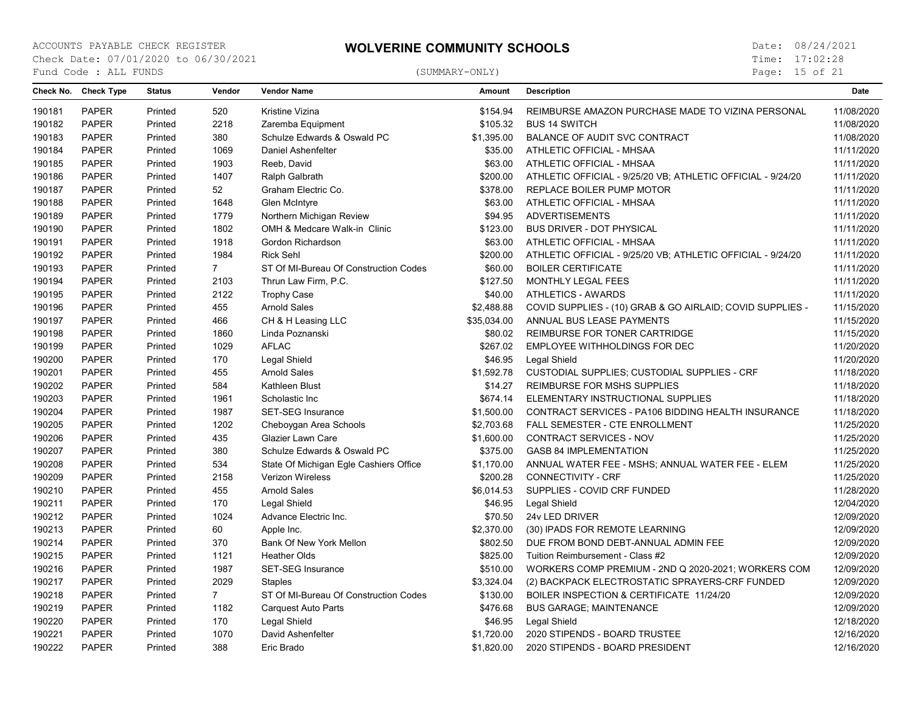ACCOUNTS PAYABLE CHECK REGISTER
Check Date: 07/01/2020 to 06/30/2021
Fund Code : ALL FUNDS

# WOLVERINE COMMUNITY SCHOOLS

(SUMMARY-ONLY)

Date: 08/24/2021
Time: 17:02:28

| Check No. | Check Type | Status | Vendor | Vendor Name | Amount | Description | Date |
|---|---|---|---|---|---|---|---|
| 190181 | PAPER | Printed | 520 | Kristine Vizina | $154.94 | REIMBURSE AMAZON PURCHASE MADE TO VIZINA PERSONAL | 11/08/2020 |
| 190182 | PAPER | Printed | 2218 | Zaremba Equipment | $105.32 | BUS 14 SWITCH | 11/08/2020 |
| 190183 | PAPER | Printed | 380 | Schulze Edwards & Oswald PC | $1,395.00 | BALANCE OF AUDIT SVC CONTRACT | 11/08/2020 |
| 190184 | PAPER | Printed | 1069 | Daniel Ashenfelter | $35.00 | ATHLETIC OFFICIAL - MHSAA | 11/11/2020 |
| 190185 | PAPER | Printed | 1903 | Reeb, David | $63.00 | ATHLETIC OFFICIAL - MHSAA | 11/11/2020 |
| 190186 | PAPER | Printed | 1407 | Ralph Galbrath | $200.00 | ATHLETIC OFFICIAL - 9/25/20 VB; ATHLETIC OFFICIAL - 9/24/20 | 11/11/2020 |
| 190187 | PAPER | Printed | 52 | Graham Electric Co. | $378.00 | REPLACE BOILER PUMP MOTOR | 11/11/2020 |
| 190188 | PAPER | Printed | 1648 | Glen McIntyre | $63.00 | ATHLETIC OFFICIAL - MHSAA | 11/11/2020 |
| 190189 | PAPER | Printed | 1779 | Northern Michigan Review | $94.95 | ADVERTISEMENTS | 11/11/2020 |
| 190190 | PAPER | Printed | 1802 | OMH & Medcare Walk-in Clinic | $123.00 | BUS DRIVER - DOT PHYSICAL | 11/11/2020 |
| 190191 | PAPER | Printed | 1918 | Gordon Richardson | $63.00 | ATHLETIC OFFICIAL - MHSAA | 11/11/2020 |
| 190192 | PAPER | Printed | 1984 | Rick Sehl | $200.00 | ATHLETIC OFFICIAL - 9/25/20 VB; ATHLETIC OFFICIAL - 9/24/20 | 11/11/2020 |
| 190193 | PAPER | Printed | 7 | ST Of MI-Bureau Of Construction Codes | $60.00 | BOILER CERTIFICATE | 11/11/2020 |
| 190194 | PAPER | Printed | 2103 | Thrun Law Firm, P.C. | $127.50 | MONTHLY LEGAL FEES | 11/11/2020 |
| 190195 | PAPER | Printed | 2122 | Trophy Case | $40.00 | ATHLETICS - AWARDS | 11/11/2020 |
| 190196 | PAPER | Printed | 455 | Arnold Sales | $2,488.88 | COVID SUPPLIES - (10) GRAB & GO AIRLAID; COVID SUPPLIES - | 11/15/2020 |
| 190197 | PAPER | Printed | 466 | CH & H Leasing LLC | $35,034.00 | ANNUAL BUS LEASE PAYMENTS | 11/15/2020 |
| 190198 | PAPER | Printed | 1860 | Linda Poznanski | $80.02 | REIMBURSE FOR TONER CARTRIDGE | 11/15/2020 |
| 190199 | PAPER | Printed | 1029 | AFLAC | $267.02 | EMPLOYEE WITHHOLDINGS FOR DEC | 11/20/2020 |
| 190200 | PAPER | Printed | 170 | Legal Shield | $46.95 | Legal Shield | 11/20/2020 |
| 190201 | PAPER | Printed | 455 | Arnold Sales | $1,592.78 | CUSTODIAL SUPPLIES; CUSTODIAL SUPPLIES - CRF | 11/18/2020 |
| 190202 | PAPER | Printed | 584 | Kathleen Blust | $14.27 | REIMBURSE FOR MSHS SUPPLIES | 11/18/2020 |
| 190203 | PAPER | Printed | 1961 | Scholastic Inc | $674.14 | ELEMENTARY INSTRUCTIONAL SUPPLIES | 11/18/2020 |
| 190204 | PAPER | Printed | 1987 | SET-SEG Insurance | $1,500.00 | CONTRACT SERVICES - PA106 BIDDING HEALTH INSURANCE | 11/18/2020 |
| 190205 | PAPER | Printed | 1202 | Cheboygan Area Schools | $2,703.68 | FALL SEMESTER - CTE ENROLLMENT | 11/25/2020 |
| 190206 | PAPER | Printed | 435 | Glazier Lawn Care | $1,600.00 | CONTRACT SERVICES - NOV | 11/25/2020 |
| 190207 | PAPER | Printed | 380 | Schulze Edwards & Oswald PC | $375.00 | GASB 84 IMPLEMENTATION | 11/25/2020 |
| 190208 | PAPER | Printed | 534 | State Of Michigan Egle Cashiers Office | $1,170.00 | ANNUAL WATER FEE - MSHS; ANNUAL WATER FEE - ELEM | 11/25/2020 |
| 190209 | PAPER | Printed | 2158 | Verizon Wireless | $200.28 | CONNECTIVITY - CRF | 11/25/2020 |
| 190210 | PAPER | Printed | 455 | Arnold Sales | $6,014.53 | SUPPLIES - COVID CRF FUNDED | 11/28/2020 |
| 190211 | PAPER | Printed | 170 | Legal Shield | $46.95 | Legal Shield | 12/04/2020 |
| 190212 | PAPER | Printed | 1024 | Advance Electric Inc. | $70.50 | 24v LED DRIVER | 12/09/2020 |
| 190213 | PAPER | Printed | 60 | Apple Inc. | $2,370.00 | (30) IPADS FOR REMOTE LEARNING | 12/09/2020 |
| 190214 | PAPER | Printed | 370 | Bank Of New York Mellon | $802.50 | DUE FROM BOND DEBT-ANNUAL ADMIN FEE | 12/09/2020 |
| 190215 | PAPER | Printed | 1121 | Heather Olds | $825.00 | Tuition Reimbursement - Class #2 | 12/09/2020 |
| 190216 | PAPER | Printed | 1987 | SET-SEG Insurance | $510.00 | WORKERS COMP PREMIUM - 2ND Q 2020-2021; WORKERS COM | 12/09/2020 |
| 190217 | PAPER | Printed | 2029 | Staples | $3,324.04 | (2) BACKPACK ELECTROSTATIC SPRAYERS-CRF FUNDED | 12/09/2020 |
| 190218 | PAPER | Printed | 7 | ST Of MI-Bureau Of Construction Codes | $130.00 | BOILER INSPECTION & CERTIFICATE 11/24/20 | 12/09/2020 |
| 190219 | PAPER | Printed | 1182 | Carquest Auto Parts | $476.68 | BUS GARAGE; MAINTENANCE | 12/09/2020 |
| 190220 | PAPER | Printed | 170 | Legal Shield | $46.95 | Legal Shield | 12/18/2020 |
| 190221 | PAPER | Printed | 1070 | David Ashenfelter | $1,720.00 | 2020 STIPENDS - BOARD TRUSTEE | 12/16/2020 |
| 190222 | PAPER | Printed | 388 | Eric Brado | $1,820.00 | 2020 STIPENDS - BOARD PRESIDENT | 12/16/2020 |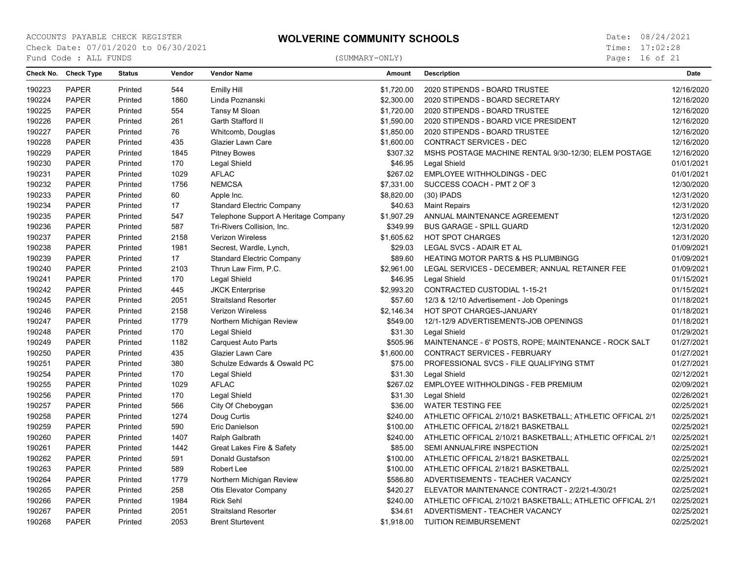ACCOUNTS PAYABLE CHECK REGISTER

Check Date: 07/01/2020 to 06/30/2021

Fund Code : ALL FUNDS

# WOLVERINE COMMUNITY SCHOOLS

(SUMMARY-ONLY)

Date: 08/24/2021

Time: 17:02:28

| Check No. | Check Type | Status | Vendor | Vendor Name | Amount | Description | Date |
|---|---|---|---|---|---|---|---|
| 190223 | PAPER | Printed | 544 | Emilly Hill | $1,720.00 | 2020 STIPENDS - BOARD TRUSTEE | 12/16/2020 |
| 190224 | PAPER | Printed | 1860 | Linda Poznanski | $2,300.00 | 2020 STIPENDS - BOARD SECRETARY | 12/16/2020 |
| 190225 | PAPER | Printed | 554 | Tansy M Sloan | $1,720.00 | 2020 STIPENDS - BOARD TRUSTEE | 12/16/2020 |
| 190226 | PAPER | Printed | 261 | Garth Stafford II | $1,590.00 | 2020 STIPENDS - BOARD VICE PRESIDENT | 12/16/2020 |
| 190227 | PAPER | Printed | 76 | Whitcomb, Douglas | $1,850.00 | 2020 STIPENDS - BOARD TRUSTEE | 12/16/2020 |
| 190228 | PAPER | Printed | 435 | Glazier Lawn Care | $1,600.00 | CONTRACT SERVICES - DEC | 12/16/2020 |
| 190229 | PAPER | Printed | 1845 | Pitney Bowes | $307.32 | MSHS POSTAGE MACHINE RENTAL 9/30-12/30; ELEM POSTAGE | 12/16/2020 |
| 190230 | PAPER | Printed | 170 | Legal Shield | $46.95 | Legal Shield | 01/01/2021 |
| 190231 | PAPER | Printed | 1029 | AFLAC | $267.02 | EMPLOYEE WITHHOLDINGS - DEC | 01/01/2021 |
| 190232 | PAPER | Printed | 1756 | NEMCSA | $7,331.00 | SUCCESS COACH - PMT 2 OF 3 | 12/30/2020 |
| 190233 | PAPER | Printed | 60 | Apple Inc. | $8,820.00 | (30) IPADS | 12/31/2020 |
| 190234 | PAPER | Printed | 17 | Standard Electric Company | $40.63 | Maint Repairs | 12/31/2020 |
| 190235 | PAPER | Printed | 547 | Telephone Support A Heritage Company | $1,907.29 | ANNUAL MAINTENANCE AGREEMENT | 12/31/2020 |
| 190236 | PAPER | Printed | 587 | Tri-Rivers Collision, Inc. | $349.99 | BUS GARAGE - SPILL GUARD | 12/31/2020 |
| 190237 | PAPER | Printed | 2158 | Verizon Wireless | $1,605.62 | HOT SPOT CHARGES | 12/31/2020 |
| 190238 | PAPER | Printed | 1981 | Secrest, Wardle, Lynch, | $29.03 | LEGAL SVCS - ADAIR ET AL | 01/09/2021 |
| 190239 | PAPER | Printed | 17 | Standard Electric Company | $89.60 | HEATING MOTOR PARTS & HS PLUMBINGG | 01/09/2021 |
| 190240 | PAPER | Printed | 2103 | Thrun Law Firm, P.C. | $2,961.00 | LEGAL SERVICES - DECEMBER; ANNUAL RETAINER FEE | 01/09/2021 |
| 190241 | PAPER | Printed | 170 | Legal Shield | $46.95 | Legal Shield | 01/15/2021 |
| 190242 | PAPER | Printed | 445 | JKCK Enterprise | $2,993.20 | CONTRACTED CUSTODIAL 1-15-21 | 01/15/2021 |
| 190245 | PAPER | Printed | 2051 | Straitsland Resorter | $57.60 | 12/3 & 12/10 Advertisement - Job Openings | 01/18/2021 |
| 190246 | PAPER | Printed | 2158 | Verizon Wireless | $2,146.34 | HOT SPOT CHARGES-JANUARY | 01/18/2021 |
| 190247 | PAPER | Printed | 1779 | Northern Michigan Review | $549.00 | 12/1-12/9 ADVERTISEMENTS-JOB OPENINGS | 01/18/2021 |
| 190248 | PAPER | Printed | 170 | Legal Shield | $31.30 | Legal Shield | 01/29/2021 |
| 190249 | PAPER | Printed | 1182 | Carquest Auto Parts | $505.96 | MAINTENANCE - 6' POSTS, ROPE; MAINTENANCE - ROCK SALT | 01/27/2021 |
| 190250 | PAPER | Printed | 435 | Glazier Lawn Care | $1,600.00 | CONTRACT SERVICES - FEBRUARY | 01/27/2021 |
| 190251 | PAPER | Printed | 380 | Schulze Edwards & Oswald PC | $75.00 | PROFESSIONAL SVCS - FILE QUALIFYING STMT | 01/27/2021 |
| 190254 | PAPER | Printed | 170 | Legal Shield | $31.30 | Legal Shield | 02/12/2021 |
| 190255 | PAPER | Printed | 1029 | AFLAC | $267.02 | EMPLOYEE WITHHOLDINGS - FEB PREMIUM | 02/09/2021 |
| 190256 | PAPER | Printed | 170 | Legal Shield | $31.30 | Legal Shield | 02/26/2021 |
| 190257 | PAPER | Printed | 566 | City Of Cheboygan | $36.00 | WATER TESTING FEE | 02/25/2021 |
| 190258 | PAPER | Printed | 1274 | Doug Curtis | $240.00 | ATHLETIC OFFICAL 2/10/21 BASKETBALL; ATHLETIC OFFICAL 2/1 | 02/25/2021 |
| 190259 | PAPER | Printed | 590 | Eric Danielson | $100.00 | ATHLETIC OFFICAL 2/18/21 BASKETBALL | 02/25/2021 |
| 190260 | PAPER | Printed | 1407 | Ralph Galbrath | $240.00 | ATHLETIC OFFICAL 2/10/21 BASKETBALL; ATHLETIC OFFICAL 2/1 | 02/25/2021 |
| 190261 | PAPER | Printed | 1442 | Great Lakes Fire & Safety | $85.00 | SEMI ANNUALFIRE INSPECTION | 02/25/2021 |
| 190262 | PAPER | Printed | 591 | Donald Gustafson | $100.00 | ATHLETIC OFFICAL 2/18/21 BASKETBALL | 02/25/2021 |
| 190263 | PAPER | Printed | 589 | Robert Lee | $100.00 | ATHLETIC OFFICAL 2/18/21 BASKETBALL | 02/25/2021 |
| 190264 | PAPER | Printed | 1779 | Northern Michigan Review | $586.80 | ADVERTISEMENTS - TEACHER VACANCY | 02/25/2021 |
| 190265 | PAPER | Printed | 258 | Otis Elevator Company | $420.27 | ELEVATOR MAINTENANCE CONTRACT - 2/2/21-4/30/21 | 02/25/2021 |
| 190266 | PAPER | Printed | 1984 | Rick Sehl | $240.00 | ATHLETIC OFFICAL 2/10/21 BASKETBALL; ATHLETIC OFFICAL 2/1 | 02/25/2021 |
| 190267 | PAPER | Printed | 2051 | Straitsland Resorter | $34.61 | ADVERTISMENT - TEACHER VACANCY | 02/25/2021 |
| 190268 | PAPER | Printed | 2053 | Brent Sturtevent | $1,918.00 | TUITION REIMBURSEMENT | 02/25/2021 |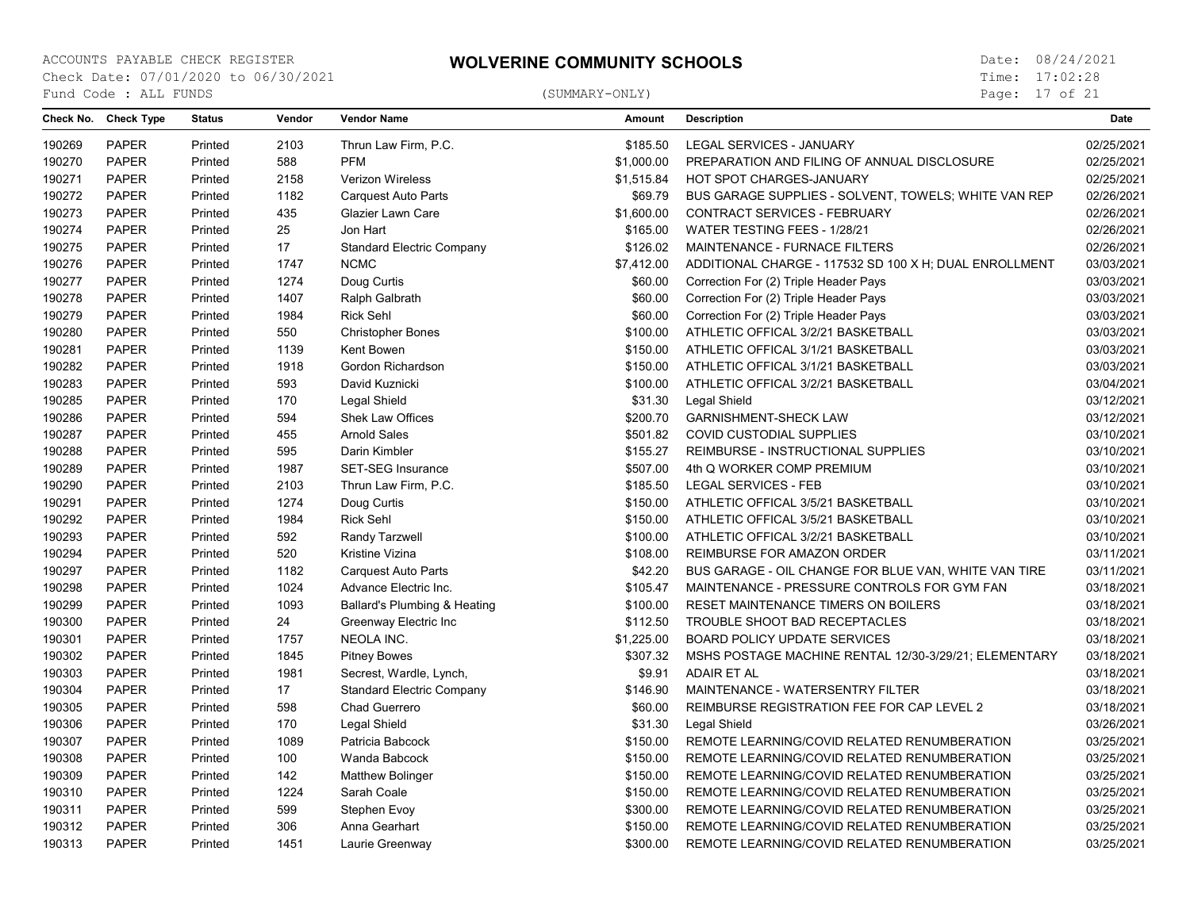ACCOUNTS PAYABLE CHECK REGISTER
Check Date: 07/01/2020 to 06/30/2021
Fund Code : ALL FUNDS

# WOLVERINE COMMUNITY SCHOOLS

(SUMMARY-ONLY)

Date: 08/24/2021
Time: 17:02:28

| Check No. | Check Type | Status | Vendor | Vendor Name | Amount | Description | Date |
|---|---|---|---|---|---|---|---|
| 190269 | PAPER | Printed | 2103 | Thrun Law Firm, P.C. | $185.50 | LEGAL SERVICES - JANUARY | 02/25/2021 |
| 190270 | PAPER | Printed | 588 | PFM | $1,000.00 | PREPARATION AND FILING OF ANNUAL DISCLOSURE | 02/25/2021 |
| 190271 | PAPER | Printed | 2158 | Verizon Wireless | $1,515.84 | HOT SPOT CHARGES-JANUARY | 02/25/2021 |
| 190272 | PAPER | Printed | 1182 | Carquest Auto Parts | $69.79 | BUS GARAGE SUPPLIES - SOLVENT, TOWELS; WHITE VAN REP | 02/26/2021 |
| 190273 | PAPER | Printed | 435 | Glazier Lawn Care | $1,600.00 | CONTRACT SERVICES - FEBRUARY | 02/26/2021 |
| 190274 | PAPER | Printed | 25 | Jon Hart | $165.00 | WATER TESTING FEES - 1/28/21 | 02/26/2021 |
| 190275 | PAPER | Printed | 17 | Standard Electric Company | $126.02 | MAINTENANCE - FURNACE FILTERS | 02/26/2021 |
| 190276 | PAPER | Printed | 1747 | NCMC | $7,412.00 | ADDITIONAL CHARGE - 117532 SD 100 X H; DUAL ENROLLMENT | 03/03/2021 |
| 190277 | PAPER | Printed | 1274 | Doug Curtis | $60.00 | Correction For (2) Triple Header Pays | 03/03/2021 |
| 190278 | PAPER | Printed | 1407 | Ralph Galbrath | $60.00 | Correction For (2) Triple Header Pays | 03/03/2021 |
| 190279 | PAPER | Printed | 1984 | Rick Sehl | $60.00 | Correction For (2) Triple Header Pays | 03/03/2021 |
| 190280 | PAPER | Printed | 550 | Christopher Bones | $100.00 | ATHLETIC OFFICAL 3/2/21 BASKETBALL | 03/03/2021 |
| 190281 | PAPER | Printed | 1139 | Kent Bowen | $150.00 | ATHLETIC OFFICAL 3/1/21 BASKETBALL | 03/03/2021 |
| 190282 | PAPER | Printed | 1918 | Gordon Richardson | $150.00 | ATHLETIC OFFICAL 3/1/21 BASKETBALL | 03/03/2021 |
| 190283 | PAPER | Printed | 593 | David Kuznicki | $100.00 | ATHLETIC OFFICAL 3/2/21 BASKETBALL | 03/04/2021 |
| 190285 | PAPER | Printed | 170 | Legal Shield | $31.30 | Legal Shield | 03/12/2021 |
| 190286 | PAPER | Printed | 594 | Shek Law Offices | $200.70 | GARNISHMENT-SHECK LAW | 03/12/2021 |
| 190287 | PAPER | Printed | 455 | Arnold Sales | $501.82 | COVID CUSTODIAL SUPPLIES | 03/10/2021 |
| 190288 | PAPER | Printed | 595 | Darin Kimbler | $155.27 | REIMBURSE - INSTRUCTIONAL SUPPLIES | 03/10/2021 |
| 190289 | PAPER | Printed | 1987 | SET-SEG Insurance | $507.00 | 4th Q WORKER COMP PREMIUM | 03/10/2021 |
| 190290 | PAPER | Printed | 2103 | Thrun Law Firm, P.C. | $185.50 | LEGAL SERVICES - FEB | 03/10/2021 |
| 190291 | PAPER | Printed | 1274 | Doug Curtis | $150.00 | ATHLETIC OFFICAL 3/5/21 BASKETBALL | 03/10/2021 |
| 190292 | PAPER | Printed | 1984 | Rick Sehl | $150.00 | ATHLETIC OFFICAL 3/5/21 BASKETBALL | 03/10/2021 |
| 190293 | PAPER | Printed | 592 | Randy Tarzwell | $100.00 | ATHLETIC OFFICAL 3/2/21 BASKETBALL | 03/10/2021 |
| 190294 | PAPER | Printed | 520 | Kristine Vizina | $108.00 | REIMBURSE FOR AMAZON ORDER | 03/11/2021 |
| 190297 | PAPER | Printed | 1182 | Carquest Auto Parts | $42.20 | BUS GARAGE - OIL CHANGE FOR BLUE VAN, WHITE VAN TIRE | 03/11/2021 |
| 190298 | PAPER | Printed | 1024 | Advance Electric Inc. | $105.47 | MAINTENANCE - PRESSURE CONTROLS FOR GYM FAN | 03/18/2021 |
| 190299 | PAPER | Printed | 1093 | Ballard's Plumbing & Heating | $100.00 | RESET MAINTENANCE TIMERS ON BOILERS | 03/18/2021 |
| 190300 | PAPER | Printed | 24 | Greenway Electric Inc | $112.50 | TROUBLE SHOOT BAD RECEPTACLES | 03/18/2021 |
| 190301 | PAPER | Printed | 1757 | NEOLA INC. | $1,225.00 | BOARD POLICY UPDATE SERVICES | 03/18/2021 |
| 190302 | PAPER | Printed | 1845 | Pitney Bowes | $307.32 | MSHS POSTAGE MACHINE RENTAL 12/30-3/29/21; ELEMENTARY | 03/18/2021 |
| 190303 | PAPER | Printed | 1981 | Secrest, Wardle, Lynch, | $9.91 | ADAIR ET AL | 03/18/2021 |
| 190304 | PAPER | Printed | 17 | Standard Electric Company | $146.90 | MAINTENANCE - WATERSENTRY FILTER | 03/18/2021 |
| 190305 | PAPER | Printed | 598 | Chad Guerrero | $60.00 | REIMBURSE REGISTRATION FEE FOR CAP LEVEL 2 | 03/18/2021 |
| 190306 | PAPER | Printed | 170 | Legal Shield | $31.30 | Legal Shield | 03/26/2021 |
| 190307 | PAPER | Printed | 1089 | Patricia Babcock | $150.00 | REMOTE LEARNING/COVID RELATED RENUMBERATION | 03/25/2021 |
| 190308 | PAPER | Printed | 100 | Wanda Babcock | $150.00 | REMOTE LEARNING/COVID RELATED RENUMBERATION | 03/25/2021 |
| 190309 | PAPER | Printed | 142 | Matthew Bolinger | $150.00 | REMOTE LEARNING/COVID RELATED RENUMBERATION | 03/25/2021 |
| 190310 | PAPER | Printed | 1224 | Sarah Coale | $150.00 | REMOTE LEARNING/COVID RELATED RENUMBERATION | 03/25/2021 |
| 190311 | PAPER | Printed | 599 | Stephen Evoy | $300.00 | REMOTE LEARNING/COVID RELATED RENUMBERATION | 03/25/2021 |
| 190312 | PAPER | Printed | 306 | Anna Gearhart | $150.00 | REMOTE LEARNING/COVID RELATED RENUMBERATION | 03/25/2021 |
| 190313 | PAPER | Printed | 1451 | Laurie Greenway | $300.00 | REMOTE LEARNING/COVID RELATED RENUMBERATION | 03/25/2021 |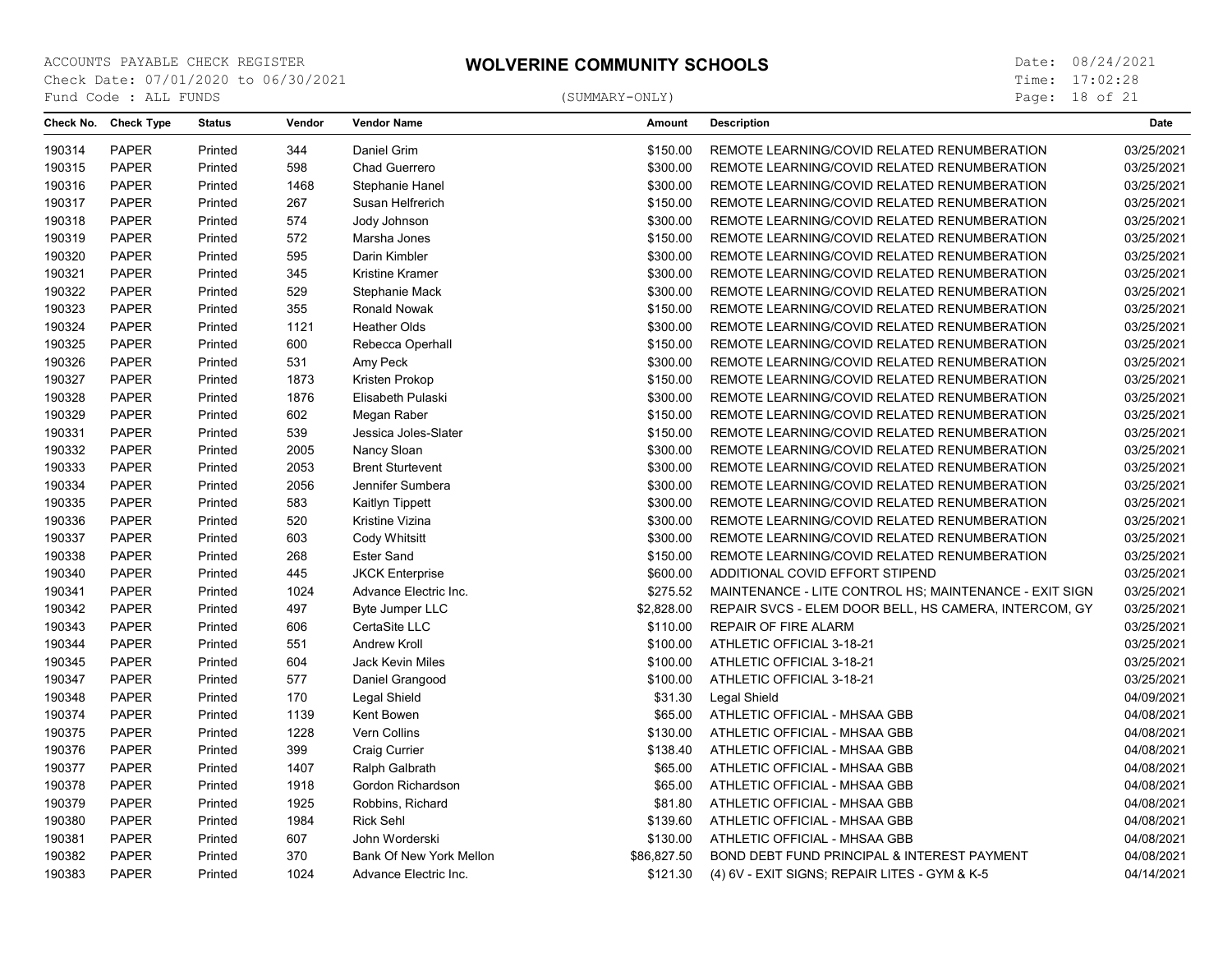ACCOUNTS PAYABLE CHECK REGISTER
Check Date: 07/01/2020 to 06/30/2021
Fund Code : ALL FUNDS

# WOLVERINE COMMUNITY SCHOOLS

(SUMMARY-ONLY)

Date: 08/24/2021
Time: 17:02:28

| Check No. | Check Type | Status | Vendor | Vendor Name | Amount | Description | Date |
|---|---|---|---|---|---|---|---|
| 190314 | PAPER | Printed | 344 | Daniel Grim | $150.00 | REMOTE LEARNING/COVID RELATED RENUMBERATION | 03/25/2021 |
| 190315 | PAPER | Printed | 598 | Chad Guerrero | $300.00 | REMOTE LEARNING/COVID RELATED RENUMBERATION | 03/25/2021 |
| 190316 | PAPER | Printed | 1468 | Stephanie Hanel | $300.00 | REMOTE LEARNING/COVID RELATED RENUMBERATION | 03/25/2021 |
| 190317 | PAPER | Printed | 267 | Susan Helfrerich | $150.00 | REMOTE LEARNING/COVID RELATED RENUMBERATION | 03/25/2021 |
| 190318 | PAPER | Printed | 574 | Jody Johnson | $300.00 | REMOTE LEARNING/COVID RELATED RENUMBERATION | 03/25/2021 |
| 190319 | PAPER | Printed | 572 | Marsha Jones | $150.00 | REMOTE LEARNING/COVID RELATED RENUMBERATION | 03/25/2021 |
| 190320 | PAPER | Printed | 595 | Darin Kimbler | $300.00 | REMOTE LEARNING/COVID RELATED RENUMBERATION | 03/25/2021 |
| 190321 | PAPER | Printed | 345 | Kristine Kramer | $300.00 | REMOTE LEARNING/COVID RELATED RENUMBERATION | 03/25/2021 |
| 190322 | PAPER | Printed | 529 | Stephanie Mack | $300.00 | REMOTE LEARNING/COVID RELATED RENUMBERATION | 03/25/2021 |
| 190323 | PAPER | Printed | 355 | Ronald Nowak | $150.00 | REMOTE LEARNING/COVID RELATED RENUMBERATION | 03/25/2021 |
| 190324 | PAPER | Printed | 1121 | Heather Olds | $300.00 | REMOTE LEARNING/COVID RELATED RENUMBERATION | 03/25/2021 |
| 190325 | PAPER | Printed | 600 | Rebecca Operhall | $150.00 | REMOTE LEARNING/COVID RELATED RENUMBERATION | 03/25/2021 |
| 190326 | PAPER | Printed | 531 | Amy Peck | $300.00 | REMOTE LEARNING/COVID RELATED RENUMBERATION | 03/25/2021 |
| 190327 | PAPER | Printed | 1873 | Kristen Prokop | $150.00 | REMOTE LEARNING/COVID RELATED RENUMBERATION | 03/25/2021 |
| 190328 | PAPER | Printed | 1876 | Elisabeth Pulaski | $300.00 | REMOTE LEARNING/COVID RELATED RENUMBERATION | 03/25/2021 |
| 190329 | PAPER | Printed | 602 | Megan Raber | $150.00 | REMOTE LEARNING/COVID RELATED RENUMBERATION | 03/25/2021 |
| 190331 | PAPER | Printed | 539 | Jessica Joles-Slater | $150.00 | REMOTE LEARNING/COVID RELATED RENUMBERATION | 03/25/2021 |
| 190332 | PAPER | Printed | 2005 | Nancy Sloan | $300.00 | REMOTE LEARNING/COVID RELATED RENUMBERATION | 03/25/2021 |
| 190333 | PAPER | Printed | 2053 | Brent Sturtevent | $300.00 | REMOTE LEARNING/COVID RELATED RENUMBERATION | 03/25/2021 |
| 190334 | PAPER | Printed | 2056 | Jennifer Sumbera | $300.00 | REMOTE LEARNING/COVID RELATED RENUMBERATION | 03/25/2021 |
| 190335 | PAPER | Printed | 583 | Kaitlyn Tippett | $300.00 | REMOTE LEARNING/COVID RELATED RENUMBERATION | 03/25/2021 |
| 190336 | PAPER | Printed | 520 | Kristine Vizina | $300.00 | REMOTE LEARNING/COVID RELATED RENUMBERATION | 03/25/2021 |
| 190337 | PAPER | Printed | 603 | Cody Whitsitt | $300.00 | REMOTE LEARNING/COVID RELATED RENUMBERATION | 03/25/2021 |
| 190338 | PAPER | Printed | 268 | Ester Sand | $150.00 | REMOTE LEARNING/COVID RELATED RENUMBERATION | 03/25/2021 |
| 190340 | PAPER | Printed | 445 | JKCK Enterprise | $600.00 | ADDITIONAL COVID EFFORT STIPEND | 03/25/2021 |
| 190341 | PAPER | Printed | 1024 | Advance Electric Inc. | $275.52 | MAINTENANCE - LITE CONTROL HS; MAINTENANCE - EXIT SIGN | 03/25/2021 |
| 190342 | PAPER | Printed | 497 | Byte Jumper LLC | $2,828.00 | REPAIR SVCS - ELEM DOOR BELL, HS CAMERA, INTERCOM, GY | 03/25/2021 |
| 190343 | PAPER | Printed | 606 | CertaSite LLC | $110.00 | REPAIR OF FIRE ALARM | 03/25/2021 |
| 190344 | PAPER | Printed | 551 | Andrew Kroll | $100.00 | ATHLETIC OFFICIAL 3-18-21 | 03/25/2021 |
| 190345 | PAPER | Printed | 604 | Jack Kevin Miles | $100.00 | ATHLETIC OFFICIAL 3-18-21 | 03/25/2021 |
| 190347 | PAPER | Printed | 577 | Daniel Grangood | $100.00 | ATHLETIC OFFICIAL 3-18-21 | 03/25/2021 |
| 190348 | PAPER | Printed | 170 | Legal Shield | $31.30 | Legal Shield | 04/09/2021 |
| 190374 | PAPER | Printed | 1139 | Kent Bowen | $65.00 | ATHLETIC OFFICIAL - MHSAA GBB | 04/08/2021 |
| 190375 | PAPER | Printed | 1228 | Vern Collins | $130.00 | ATHLETIC OFFICIAL - MHSAA GBB | 04/08/2021 |
| 190376 | PAPER | Printed | 399 | Craig Currier | $138.40 | ATHLETIC OFFICIAL - MHSAA GBB | 04/08/2021 |
| 190377 | PAPER | Printed | 1407 | Ralph Galbrath | $65.00 | ATHLETIC OFFICIAL - MHSAA GBB | 04/08/2021 |
| 190378 | PAPER | Printed | 1918 | Gordon Richardson | $65.00 | ATHLETIC OFFICIAL - MHSAA GBB | 04/08/2021 |
| 190379 | PAPER | Printed | 1925 | Robbins, Richard | $81.80 | ATHLETIC OFFICIAL - MHSAA GBB | 04/08/2021 |
| 190380 | PAPER | Printed | 1984 | Rick Sehl | $139.60 | ATHLETIC OFFICIAL - MHSAA GBB | 04/08/2021 |
| 190381 | PAPER | Printed | 607 | John Worderski | $130.00 | ATHLETIC OFFICIAL - MHSAA GBB | 04/08/2021 |
| 190382 | PAPER | Printed | 370 | Bank Of New York Mellon | $86,827.50 | BOND DEBT FUND PRINCIPAL & INTEREST PAYMENT | 04/08/2021 |
| 190383 | PAPER | Printed | 1024 | Advance Electric Inc. | $121.30 | (4) 6V - EXIT SIGNS; REPAIR LITES - GYM & K-5 | 04/14/2021 |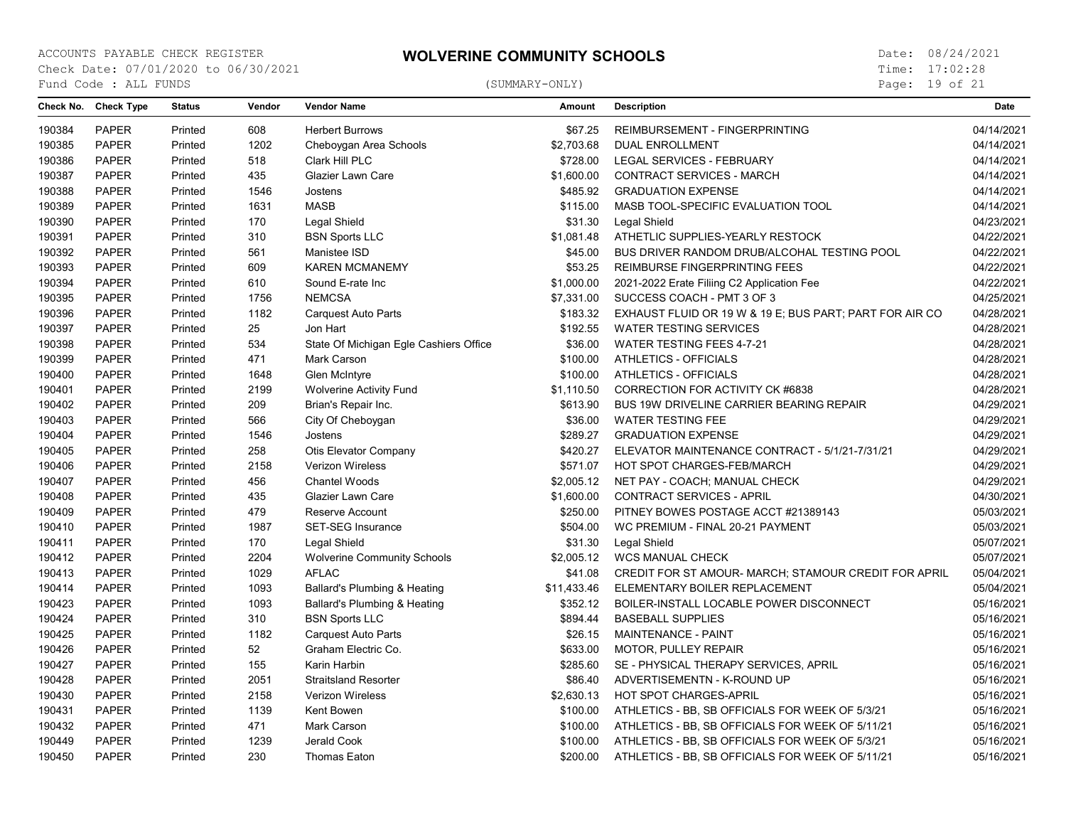ACCOUNTS PAYABLE CHECK REGISTER

# WOLVERINE COMMUNITY SCHOOLS

Check Date: 07/01/2020 to 06/30/2021
Fund Code : ALL FUNDS

(SUMMARY-ONLY)

Date: 08/24/2021
Time: 17:02:28

| Check No. | Check Type | Status | Vendor | Vendor Name | Amount | Description | Date |
|---|---|---|---|---|---|---|---|
| 190384 | PAPER | Printed | 608 | Herbert Burrows | $67.25 | REIMBURSEMENT - FINGERPRINTING | 04/14/2021 |
| 190385 | PAPER | Printed | 1202 | Cheboygan Area Schools | $2,703.68 | DUAL ENROLLMENT | 04/14/2021 |
| 190386 | PAPER | Printed | 518 | Clark Hill PLC | $728.00 | LEGAL SERVICES - FEBRUARY | 04/14/2021 |
| 190387 | PAPER | Printed | 435 | Glazier Lawn Care | $1,600.00 | CONTRACT SERVICES - MARCH | 04/14/2021 |
| 190388 | PAPER | Printed | 1546 | Jostens | $485.92 | GRADUATION EXPENSE | 04/14/2021 |
| 190389 | PAPER | Printed | 1631 | MASB | $115.00 | MASB TOOL-SPECIFIC EVALUATION TOOL | 04/14/2021 |
| 190390 | PAPER | Printed | 170 | Legal Shield | $31.30 | Legal Shield | 04/23/2021 |
| 190391 | PAPER | Printed | 310 | BSN Sports LLC | $1,081.48 | ATHETLIC SUPPLIES-YEARLY RESTOCK | 04/22/2021 |
| 190392 | PAPER | Printed | 561 | Manistee ISD | $45.00 | BUS DRIVER RANDOM DRUB/ALCOHAL TESTING POOL | 04/22/2021 |
| 190393 | PAPER | Printed | 609 | KAREN MCMANEMY | $53.25 | REIMBURSE FINGERPRINTING FEES | 04/22/2021 |
| 190394 | PAPER | Printed | 610 | Sound E-rate Inc | $1,000.00 | 2021-2022 Erate Filiing C2 Application Fee | 04/22/2021 |
| 190395 | PAPER | Printed | 1756 | NEMCSA | $7,331.00 | SUCCESS COACH - PMT 3 OF 3 | 04/25/2021 |
| 190396 | PAPER | Printed | 1182 | Carquest Auto Parts | $183.32 | EXHAUST FLUID OR 19 W & 19 E; BUS PART; PART FOR AIR CO | 04/28/2021 |
| 190397 | PAPER | Printed | 25 | Jon Hart | $192.55 | WATER TESTING SERVICES | 04/28/2021 |
| 190398 | PAPER | Printed | 534 | State Of Michigan Egle Cashiers Office | $36.00 | WATER TESTING FEES 4-7-21 | 04/28/2021 |
| 190399 | PAPER | Printed | 471 | Mark Carson | $100.00 | ATHLETICS - OFFICIALS | 04/28/2021 |
| 190400 | PAPER | Printed | 1648 | Glen McIntyre | $100.00 | ATHLETICS - OFFICIALS | 04/28/2021 |
| 190401 | PAPER | Printed | 2199 | Wolverine Activity Fund | $1,110.50 | CORRECTION FOR ACTIVITY CK #6838 | 04/28/2021 |
| 190402 | PAPER | Printed | 209 | Brian's Repair Inc. | $613.90 | BUS 19W DRIVELINE CARRIER BEARING REPAIR | 04/29/2021 |
| 190403 | PAPER | Printed | 566 | City Of Cheboygan | $36.00 | WATER TESTING FEE | 04/29/2021 |
| 190404 | PAPER | Printed | 1546 | Jostens | $289.27 | GRADUATION EXPENSE | 04/29/2021 |
| 190405 | PAPER | Printed | 258 | Otis Elevator Company | $420.27 | ELEVATOR MAINTENANCE CONTRACT - 5/1/21-7/31/21 | 04/29/2021 |
| 190406 | PAPER | Printed | 2158 | Verizon Wireless | $571.07 | HOT SPOT CHARGES-FEB/MARCH | 04/29/2021 |
| 190407 | PAPER | Printed | 456 | Chantel Woods | $2,005.12 | NET PAY - COACH; MANUAL CHECK | 04/29/2021 |
| 190408 | PAPER | Printed | 435 | Glazier Lawn Care | $1,600.00 | CONTRACT SERVICES - APRIL | 04/30/2021 |
| 190409 | PAPER | Printed | 479 | Reserve Account | $250.00 | PITNEY BOWES POSTAGE ACCT #21389143 | 05/03/2021 |
| 190410 | PAPER | Printed | 1987 | SET-SEG Insurance | $504.00 | WC PREMIUM - FINAL 20-21 PAYMENT | 05/03/2021 |
| 190411 | PAPER | Printed | 170 | Legal Shield | $31.30 | Legal Shield | 05/07/2021 |
| 190412 | PAPER | Printed | 2204 | Wolverine Community Schools | $2,005.12 | WCS MANUAL CHECK | 05/07/2021 |
| 190413 | PAPER | Printed | 1029 | AFLAC | $41.08 | CREDIT FOR ST AMOUR- MARCH; STAMOUR CREDIT FOR APRIL | 05/04/2021 |
| 190414 | PAPER | Printed | 1093 | Ballard's Plumbing & Heating | $11,433.46 | ELEMENTARY BOILER REPLACEMENT | 05/04/2021 |
| 190423 | PAPER | Printed | 1093 | Ballard's Plumbing & Heating | $352.12 | BOILER-INSTALL LOCABLE POWER DISCONNECT | 05/16/2021 |
| 190424 | PAPER | Printed | 310 | BSN Sports LLC | $894.44 | BASEBALL SUPPLIES | 05/16/2021 |
| 190425 | PAPER | Printed | 1182 | Carquest Auto Parts | $26.15 | MAINTENANCE - PAINT | 05/16/2021 |
| 190426 | PAPER | Printed | 52 | Graham Electric Co. | $633.00 | MOTOR, PULLEY REPAIR | 05/16/2021 |
| 190427 | PAPER | Printed | 155 | Karin Harbin | $285.60 | SE - PHYSICAL THERAPY SERVICES, APRIL | 05/16/2021 |
| 190428 | PAPER | Printed | 2051 | Straitsland Resorter | $86.40 | ADVERTISEMENTN - K-ROUND UP | 05/16/2021 |
| 190430 | PAPER | Printed | 2158 | Verizon Wireless | $2,630.13 | HOT SPOT CHARGES-APRIL | 05/16/2021 |
| 190431 | PAPER | Printed | 1139 | Kent Bowen | $100.00 | ATHLETICS - BB, SB OFFICIALS FOR WEEK OF 5/3/21 | 05/16/2021 |
| 190432 | PAPER | Printed | 471 | Mark Carson | $100.00 | ATHLETICS - BB, SB OFFICIALS FOR WEEK OF 5/11/21 | 05/16/2021 |
| 190449 | PAPER | Printed | 1239 | Jerald Cook | $100.00 | ATHLETICS - BB, SB OFFICIALS FOR WEEK OF 5/3/21 | 05/16/2021 |
| 190450 | PAPER | Printed | 230 | Thomas Eaton | $200.00 | ATHLETICS - BB, SB OFFICIALS FOR WEEK OF 5/11/21 | 05/16/2021 |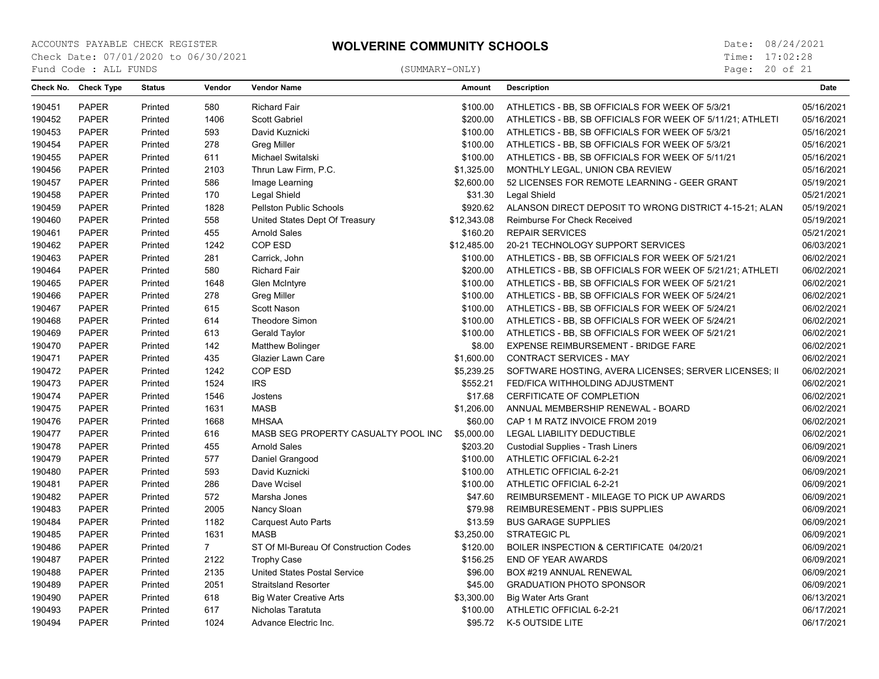ACCOUNTS PAYABLE CHECK REGISTER

Check Date: 07/01/2020 to 06/30/2021

Fund Code : ALL FUNDS

# WOLVERINE COMMUNITY SCHOOLS

(SUMMARY-ONLY)

Date: 08/24/2021

Time: 17:02:28

| Check No. | Check Type | Status | Vendor | Vendor Name | Amount | Description | Date |
|---|---|---|---|---|---|---|---|
| 190451 | PAPER | Printed | 580 | Richard Fair | $100.00 | ATHLETICS - BB, SB OFFICIALS FOR WEEK OF 5/3/21 | 05/16/2021 |
| 190452 | PAPER | Printed | 1406 | Scott Gabriel | $200.00 | ATHLETICS - BB, SB OFFICIALS FOR WEEK OF 5/11/21; ATHLETI | 05/16/2021 |
| 190453 | PAPER | Printed | 593 | David Kuznicki | $100.00 | ATHLETICS - BB, SB OFFICIALS FOR WEEK OF 5/3/21 | 05/16/2021 |
| 190454 | PAPER | Printed | 278 | Greg Miller | $100.00 | ATHLETICS - BB, SB OFFICIALS FOR WEEK OF 5/3/21 | 05/16/2021 |
| 190455 | PAPER | Printed | 611 | Michael Switalski | $100.00 | ATHLETICS - BB, SB OFFICIALS FOR WEEK OF 5/11/21 | 05/16/2021 |
| 190456 | PAPER | Printed | 2103 | Thrun Law Firm, P.C. | $1,325.00 | MONTHLY LEGAL, UNION CBA REVIEW | 05/16/2021 |
| 190457 | PAPER | Printed | 586 | Image Learning | $2,600.00 | 52 LICENSES FOR REMOTE LEARNING - GEER GRANT | 05/19/2021 |
| 190458 | PAPER | Printed | 170 | Legal Shield | $31.30 | Legal Shield | 05/21/2021 |
| 190459 | PAPER | Printed | 1828 | Pellston Public Schools | $920.62 | ALANSON DIRECT DEPOSIT TO WRONG DISTRICT 4-15-21; ALAN | 05/19/2021 |
| 190460 | PAPER | Printed | 558 | United States Dept Of Treasury | $12,343.08 | Reimburse For Check Received | 05/19/2021 |
| 190461 | PAPER | Printed | 455 | Arnold Sales | $160.20 | REPAIR SERVICES | 05/21/2021 |
| 190462 | PAPER | Printed | 1242 | COP ESD | $12,485.00 | 20-21 TECHNOLOGY SUPPORT SERVICES | 06/03/2021 |
| 190463 | PAPER | Printed | 281 | Carrick, John | $100.00 | ATHLETICS - BB, SB OFFICIALS FOR WEEK OF 5/21/21 | 06/02/2021 |
| 190464 | PAPER | Printed | 580 | Richard Fair | $200.00 | ATHLETICS - BB, SB OFFICIALS FOR WEEK OF 5/21/21; ATHLETI | 06/02/2021 |
| 190465 | PAPER | Printed | 1648 | Glen McIntyre | $100.00 | ATHLETICS - BB, SB OFFICIALS FOR WEEK OF 5/21/21 | 06/02/2021 |
| 190466 | PAPER | Printed | 278 | Greg Miller | $100.00 | ATHLETICS - BB, SB OFFICIALS FOR WEEK OF 5/24/21 | 06/02/2021 |
| 190467 | PAPER | Printed | 615 | Scott Nason | $100.00 | ATHLETICS - BB, SB OFFICIALS FOR WEEK OF 5/24/21 | 06/02/2021 |
| 190468 | PAPER | Printed | 614 | Theodore Simon | $100.00 | ATHLETICS - BB, SB OFFICIALS FOR WEEK OF 5/24/21 | 06/02/2021 |
| 190469 | PAPER | Printed | 613 | Gerald Taylor | $100.00 | ATHLETICS - BB, SB OFFICIALS FOR WEEK OF 5/21/21 | 06/02/2021 |
| 190470 | PAPER | Printed | 142 | Matthew Bolinger | $8.00 | EXPENSE REIMBURSEMENT - BRIDGE FARE | 06/02/2021 |
| 190471 | PAPER | Printed | 435 | Glazier Lawn Care | $1,600.00 | CONTRACT SERVICES - MAY | 06/02/2021 |
| 190472 | PAPER | Printed | 1242 | COP ESD | $5,239.25 | SOFTWARE HOSTING, AVERA LICENSES; SERVER LICENSES; II | 06/02/2021 |
| 190473 | PAPER | Printed | 1524 | IRS | $552.21 | FED/FICA WITHHOLDING ADJUSTMENT | 06/02/2021 |
| 190474 | PAPER | Printed | 1546 | Jostens | $17.68 | CERFITICATE OF COMPLETION | 06/02/2021 |
| 190475 | PAPER | Printed | 1631 | MASB | $1,206.00 | ANNUAL MEMBERSHIP RENEWAL - BOARD | 06/02/2021 |
| 190476 | PAPER | Printed | 1668 | MHSAA | $60.00 | CAP 1 M RATZ INVOICE FROM 2019 | 06/02/2021 |
| 190477 | PAPER | Printed | 616 | MASB SEG PROPERTY CASUALTY POOL INC | $5,000.00 | LEGAL LIABILITY DEDUCTIBLE | 06/02/2021 |
| 190478 | PAPER | Printed | 455 | Arnold Sales | $203.20 | Custodial Supplies - Trash Liners | 06/09/2021 |
| 190479 | PAPER | Printed | 577 | Daniel Grangood | $100.00 | ATHLETIC OFFICIAL 6-2-21 | 06/09/2021 |
| 190480 | PAPER | Printed | 593 | David Kuznicki | $100.00 | ATHLETIC OFFICIAL 6-2-21 | 06/09/2021 |
| 190481 | PAPER | Printed | 286 | Dave Wcisel | $100.00 | ATHLETIC OFFICIAL 6-2-21 | 06/09/2021 |
| 190482 | PAPER | Printed | 572 | Marsha Jones | $47.60 | REIMBURSEMENT - MILEAGE TO PICK UP AWARDS | 06/09/2021 |
| 190483 | PAPER | Printed | 2005 | Nancy Sloan | $79.98 | REIMBURESEMENT - PBIS SUPPLIES | 06/09/2021 |
| 190484 | PAPER | Printed | 1182 | Carquest Auto Parts | $13.59 | BUS GARAGE SUPPLIES | 06/09/2021 |
| 190485 | PAPER | Printed | 1631 | MASB | $3,250.00 | STRATEGIC PL | 06/09/2021 |
| 190486 | PAPER | Printed | 7 | ST Of MI-Bureau Of Construction Codes | $120.00 | BOILER INSPECTION & CERTIFICATE 04/20/21 | 06/09/2021 |
| 190487 | PAPER | Printed | 2122 | Trophy Case | $156.25 | END OF YEAR AWARDS | 06/09/2021 |
| 190488 | PAPER | Printed | 2135 | United States Postal Service | $96.00 | BOX #219 ANNUAL RENEWAL | 06/09/2021 |
| 190489 | PAPER | Printed | 2051 | Straitsland Resorter | $45.00 | GRADUATION PHOTO SPONSOR | 06/09/2021 |
| 190490 | PAPER | Printed | 618 | Big Water Creative Arts | $3,300.00 | Big Water Arts Grant | 06/13/2021 |
| 190493 | PAPER | Printed | 617 | Nicholas Taratuta | $100.00 | ATHLETIC OFFICIAL 6-2-21 | 06/17/2021 |
| 190494 | PAPER | Printed | 1024 | Advance Electric Inc. | $95.72 | K-5 OUTSIDE LITE | 06/17/2021 |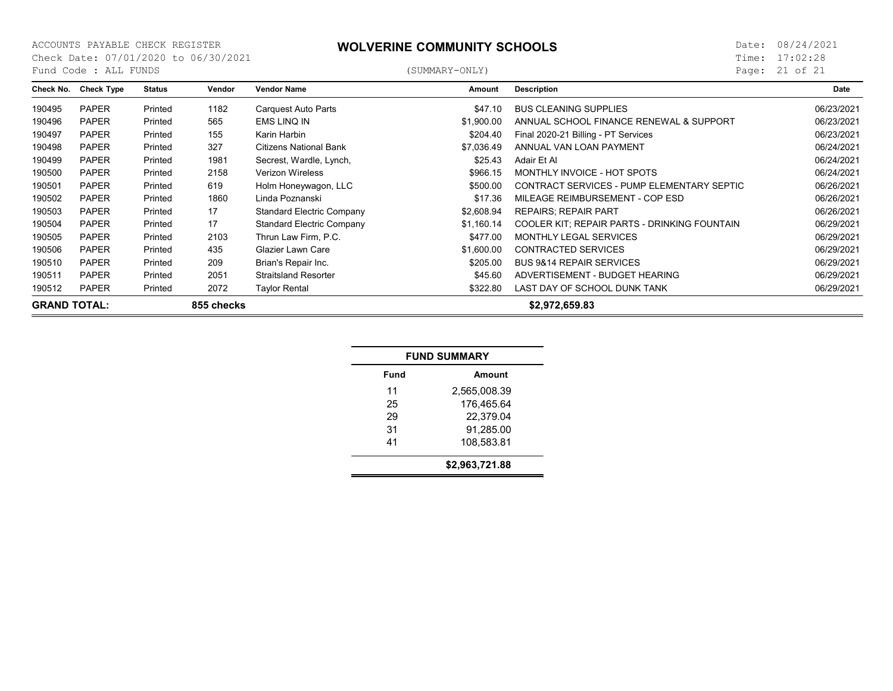ACCOUNTS PAYABLE CHECK REGISTER
Check Date: 07/01/2020 to 06/30/2021
Fund Code : ALL FUNDS

# WOLVERINE COMMUNITY SCHOOLS

(SUMMARY-ONLY)

Date: 08/24/2021
Time: 17:02:28

| Check No. | Check Type | Status | Vendor | Vendor Name | Amount | Description | Date |
|---|---|---|---|---|---|---|---|
| 190495 | PAPER | Printed | 1182 | Carquest Auto Parts | $47.10 | BUS CLEANING SUPPLIES | 06/23/2021 |
| 190496 | PAPER | Printed | 565 | EMS LINQ IN | $1,900.00 | ANNUAL SCHOOL FINANCE RENEWAL & SUPPORT | 06/23/2021 |
| 190497 | PAPER | Printed | 155 | Karin Harbin | $204.40 | Final 2020-21 Billing - PT Services | 06/23/2021 |
| 190498 | PAPER | Printed | 327 | Citizens National Bank | $7,036.49 | ANNUAL VAN LOAN PAYMENT | 06/24/2021 |
| 190499 | PAPER | Printed | 1981 | Secrest, Wardle, Lynch, | $25.43 | Adair Et Al | 06/24/2021 |
| 190500 | PAPER | Printed | 2158 | Verizon Wireless | $966.15 | MONTHLY INVOICE - HOT SPOTS | 06/24/2021 |
| 190501 | PAPER | Printed | 619 | Holm Honeywagon, LLC | $500.00 | CONTRACT SERVICES - PUMP ELEMENTARY SEPTIC | 06/26/2021 |
| 190502 | PAPER | Printed | 1860 | Linda Poznanski | $17.36 | MILEAGE REIMBURSEMENT - COP ESD | 06/26/2021 |
| 190503 | PAPER | Printed | 17 | Standard Electric Company | $2,608.94 | REPAIRS; REPAIR PART | 06/26/2021 |
| 190504 | PAPER | Printed | 17 | Standard Electric Company | $1,160.14 | COOLER KIT; REPAIR PARTS - DRINKING FOUNTAIN | 06/29/2021 |
| 190505 | PAPER | Printed | 2103 | Thrun Law Firm, P.C. | $477.00 | MONTHLY LEGAL SERVICES | 06/29/2021 |
| 190506 | PAPER | Printed | 435 | Glazier Lawn Care | $1,600.00 | CONTRACTED SERVICES | 06/29/2021 |
| 190510 | PAPER | Printed | 209 | Brian's Repair Inc. | $205.00 | BUS 9&14 REPAIR SERVICES | 06/29/2021 |
| 190511 | PAPER | Printed | 2051 | Straitsland Resorter | $45.60 | ADVERTISEMENT - BUDGET HEARING | 06/29/2021 |
| 190512 | PAPER | Printed | 2072 | Taylor Rental | $322.80 | LAST DAY OF SCHOOL DUNK TANK | 06/29/2021 |
| **GRAND TOTAL:** | | | **855 checks** | | | **$2,972,659.83** | |

**FUND SUMMARY**

| Fund | Amount |
|---|---|
| 11 | 2,565,008.39 |
| 25 | 176,465.64 |
| 29 | 22,379.04 |
| 31 | 91,285.00 |
| 41 | 108,583.81 |
| | **$2,963,721.88** |